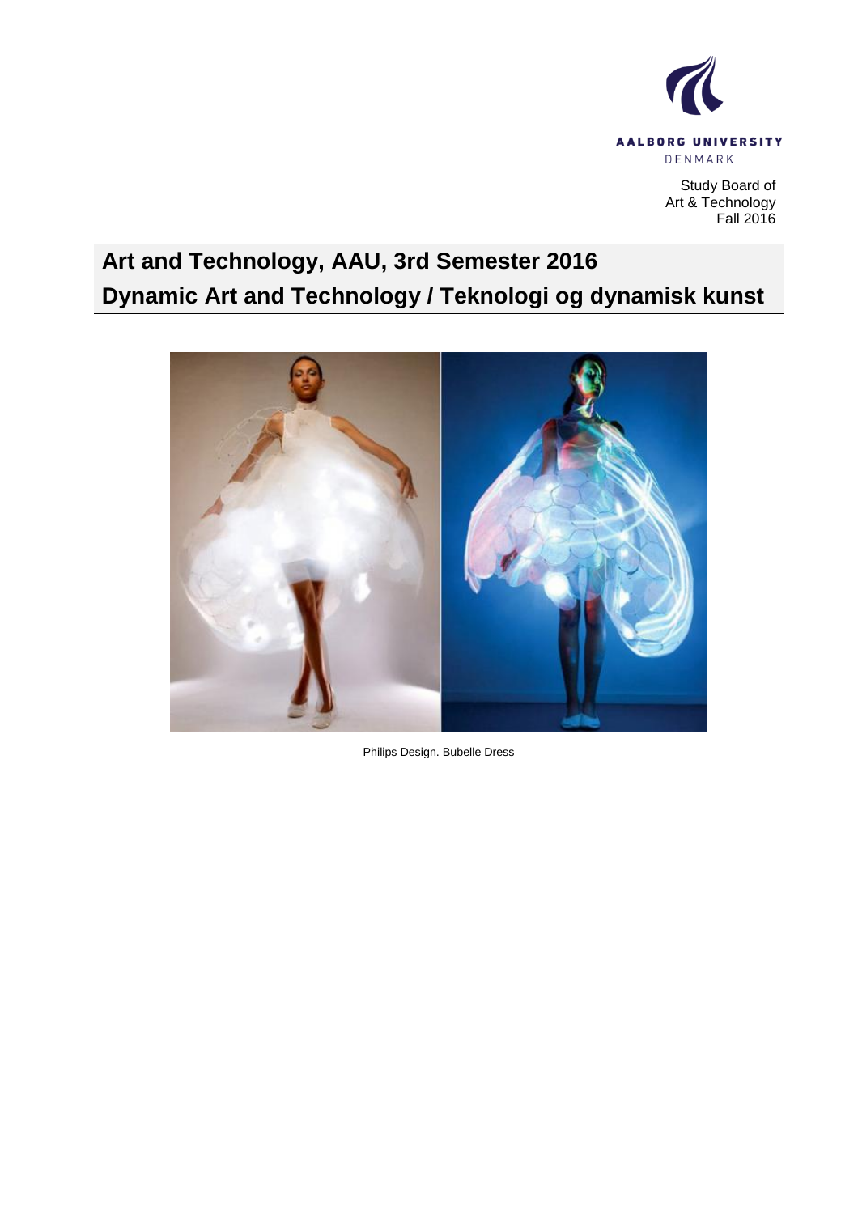AALBORG UNIVERSITY
DENMARK

Study Board of
Art & Technology
Fall 2016

# Art and Technology, AAU, 3rd Semester 2016
# Dynamic Art and Technology / Teknologi og dynamisk kunst

Philips Design. Bubelle Dress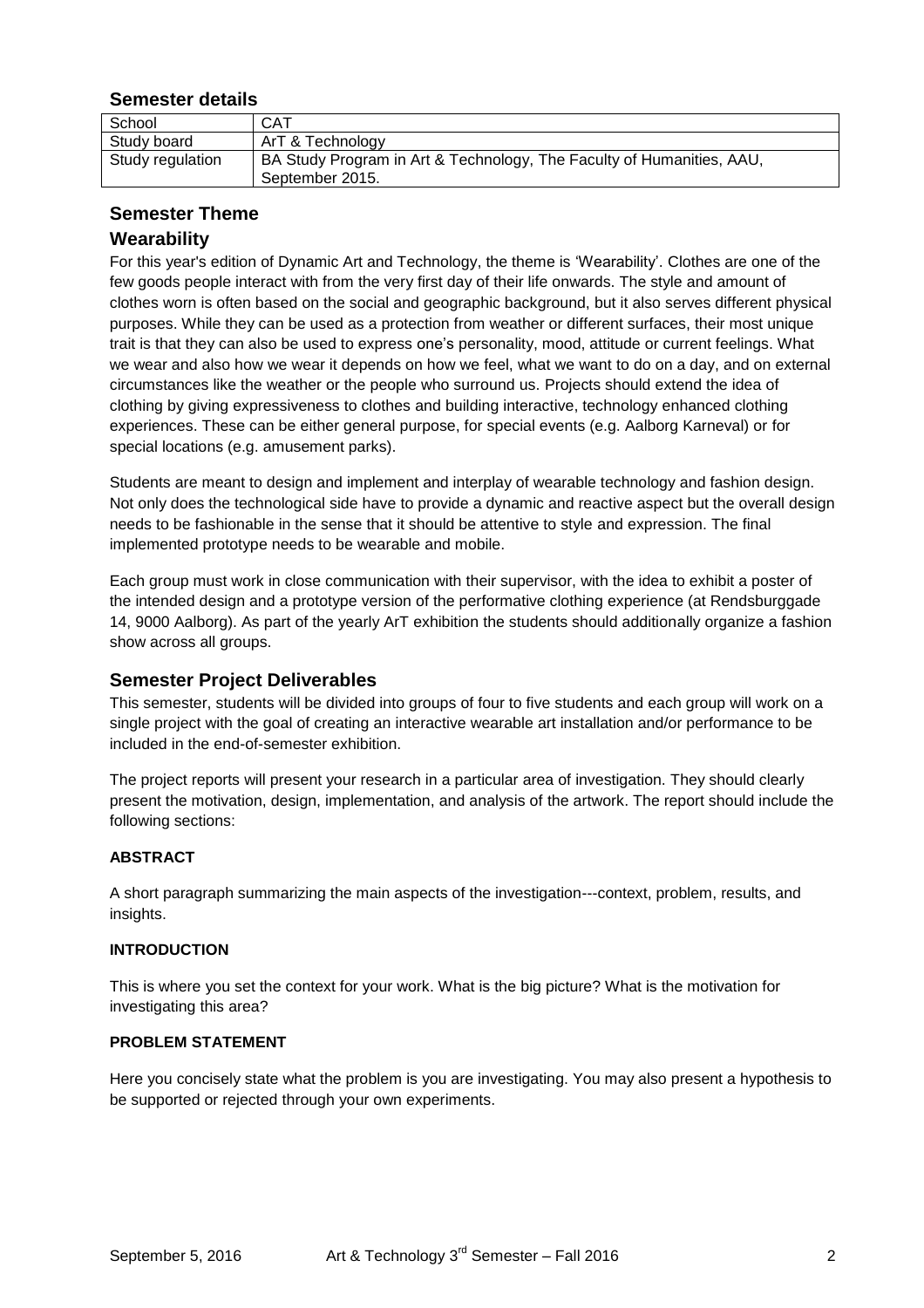## Semester details

| School | CAT |
|---|---|
| Study board | ArT & Technology |
| Study regulation | BA Study Program in Art & Technology, The Faculty of Humanities, AAU, September 2015. |

## Semester Theme

## Wearability

For this year's edition of Dynamic Art and Technology, the theme is 'Wearability'. Clothes are one of the few goods people interact with from the very first day of their life onwards. The style and amount of clothes worn is often based on the social and geographic background, but it also serves different physical purposes. While they can be used as a protection from weather or different surfaces, their most unique trait is that they can also be used to express one's personality, mood, attitude or current feelings. What we wear and also how we wear it depends on how we feel, what we want to do on a day, and on external circumstances like the weather or the people who surround us. Projects should extend the idea of clothing by giving expressiveness to clothes and building interactive, technology enhanced clothing experiences. These can be either general purpose, for special events (e.g. Aalborg Karneval) or for special locations (e.g. amusement parks).

Students are meant to design and implement and interplay of wearable technology and fashion design. Not only does the technological side have to provide a dynamic and reactive aspect but the overall design needs to be fashionable in the sense that it should be attentive to style and expression. The final implemented prototype needs to be wearable and mobile.

Each group must work in close communication with their supervisor, with the idea to exhibit a poster of the intended design and a prototype version of the performative clothing experience (at Rendsburggade 14, 9000 Aalborg). As part of the yearly ArT exhibition the students should additionally organize a fashion show across all groups.

## Semester Project Deliverables

This semester, students will be divided into groups of four to five students and each group will work on a single project with the goal of creating an interactive wearable art installation and/or performance to be included in the end-of-semester exhibition.

The project reports will present your research in a particular area of investigation. They should clearly present the motivation, design, implementation, and analysis of the artwork. The report should include the following sections:

#### ABSTRACT

A short paragraph summarizing the main aspects of the investigation---context, problem, results, and insights.

#### INTRODUCTION

This is where you set the context for your work. What is the big picture? What is the motivation for investigating this area?

#### PROBLEM STATEMENT

Here you concisely state what the problem is you are investigating. You may also present a hypothesis to be supported or rejected through your own experiments.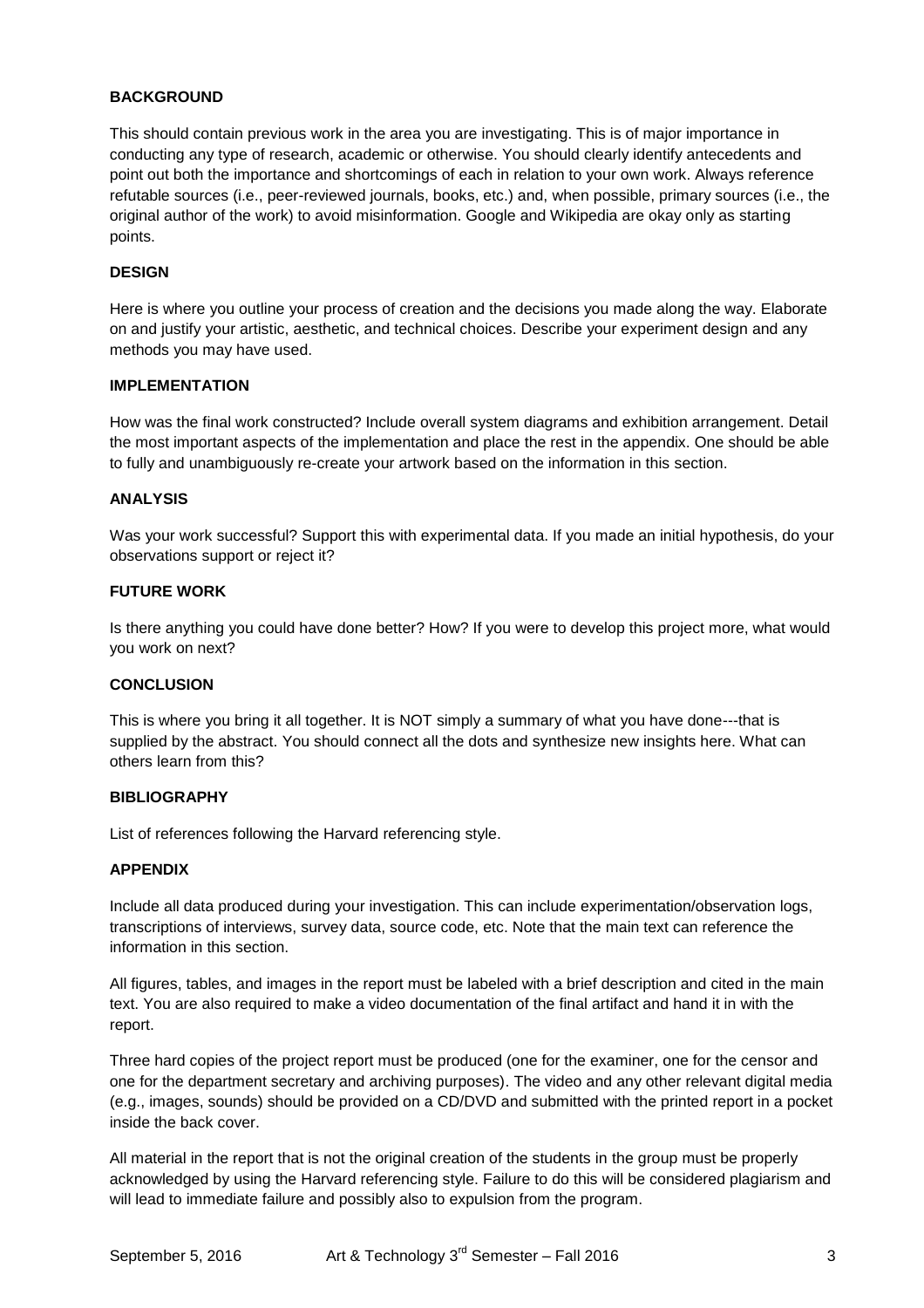**BACKGROUND**

This should contain previous work in the area you are investigating. This is of major importance in conducting any type of research, academic or otherwise. You should clearly identify antecedents and point out both the importance and shortcomings of each in relation to your own work. Always reference refutable sources (i.e., peer-reviewed journals, books, etc.) and, when possible, primary sources (i.e., the original author of the work) to avoid misinformation. Google and Wikipedia are okay only as starting points.

**DESIGN**

Here is where you outline your process of creation and the decisions you made along the way. Elaborate on and justify your artistic, aesthetic, and technical choices. Describe your experiment design and any methods you may have used.

**IMPLEMENTATION**

How was the final work constructed? Include overall system diagrams and exhibition arrangement. Detail the most important aspects of the implementation and place the rest in the appendix. One should be able to fully and unambiguously re-create your artwork based on the information in this section.

**ANALYSIS**

Was your work successful? Support this with experimental data. If you made an initial hypothesis, do your observations support or reject it?

**FUTURE WORK**

Is there anything you could have done better? How? If you were to develop this project more, what would you work on next?

**CONCLUSION**

This is where you bring it all together. It is NOT simply a summary of what you have done---that is supplied by the abstract. You should connect all the dots and synthesize new insights here. What can others learn from this?

**BIBLIOGRAPHY**

List of references following the Harvard referencing style.

**APPENDIX**

Include all data produced during your investigation. This can include experimentation/observation logs, transcriptions of interviews, survey data, source code, etc. Note that the main text can reference the information in this section.

All figures, tables, and images in the report must be labeled with a brief description and cited in the main text. You are also required to make a video documentation of the final artifact and hand it in with the report.

Three hard copies of the project report must be produced (one for the examiner, one for the censor and one for the department secretary and archiving purposes). The video and any other relevant digital media (e.g., images, sounds) should be provided on a CD/DVD and submitted with the printed report in a pocket inside the back cover.

All material in the report that is not the original creation of the students in the group must be properly acknowledged by using the Harvard referencing style. Failure to do this will be considered plagiarism and will lead to immediate failure and possibly also to expulsion from the program.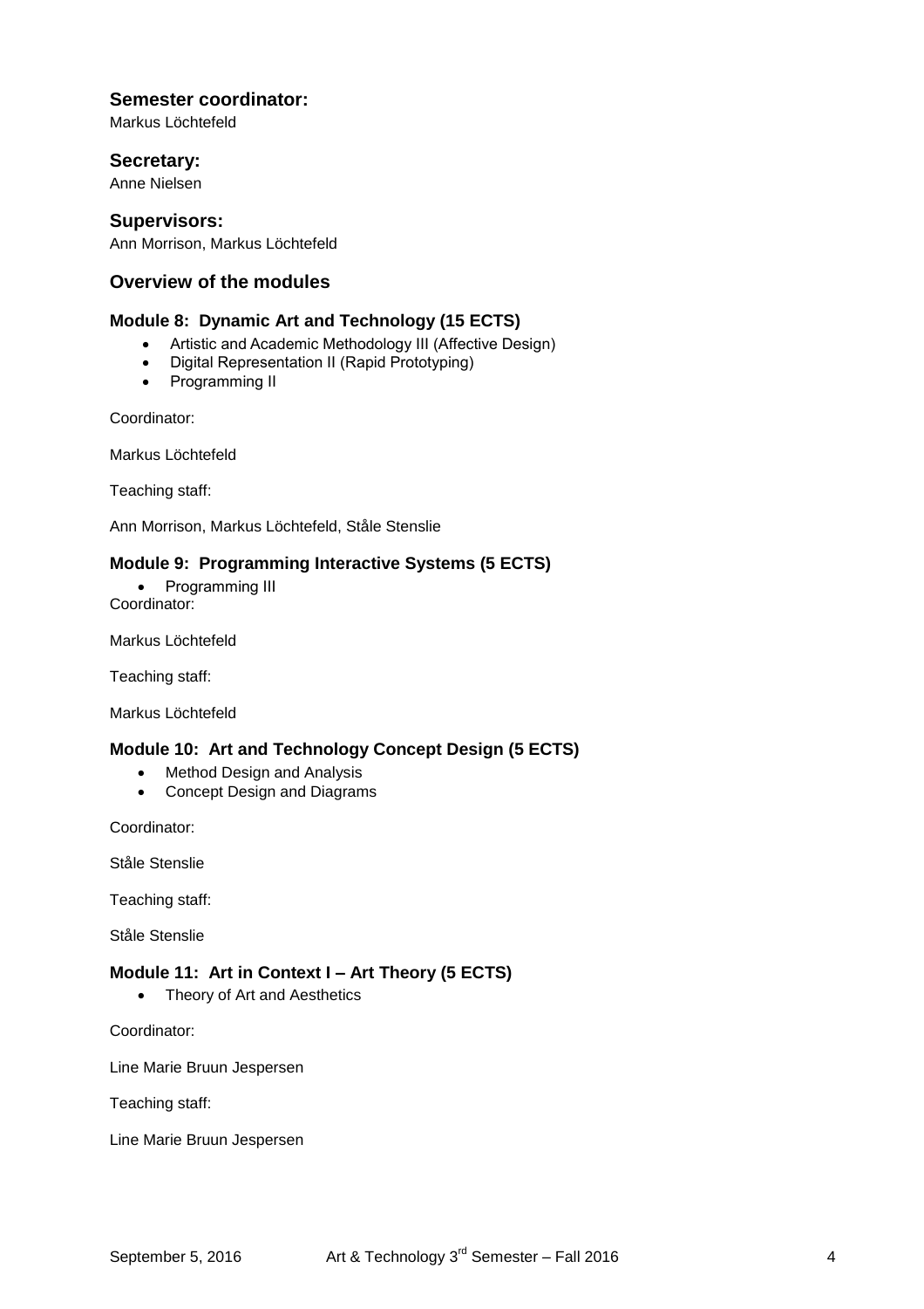## Semester coordinator:

Markus Löchtefeld

## Secretary:

Anne Nielsen

## Supervisors:

Ann Morrison, Markus Löchtefeld

## Overview of the modules

### Module 8: Dynamic Art and Technology (15 ECTS)

- Artistic and Academic Methodology III (Affective Design)
- Digital Representation II (Rapid Prototyping)
- Programming II

Coordinator:

Markus Löchtefeld

Teaching staff:

Ann Morrison, Markus Löchtefeld, Ståle Stenslie

### Module 9: Programming Interactive Systems (5 ECTS)

- Programming III

Coordinator:

Markus Löchtefeld

Teaching staff:

Markus Löchtefeld

### Module 10: Art and Technology Concept Design (5 ECTS)

- Method Design and Analysis
- Concept Design and Diagrams

Coordinator:

Ståle Stenslie

Teaching staff:

Ståle Stenslie

### Module 11: Art in Context I – Art Theory (5 ECTS)

- Theory of Art and Aesthetics

Coordinator:

Line Marie Bruun Jespersen

Teaching staff:

Line Marie Bruun Jespersen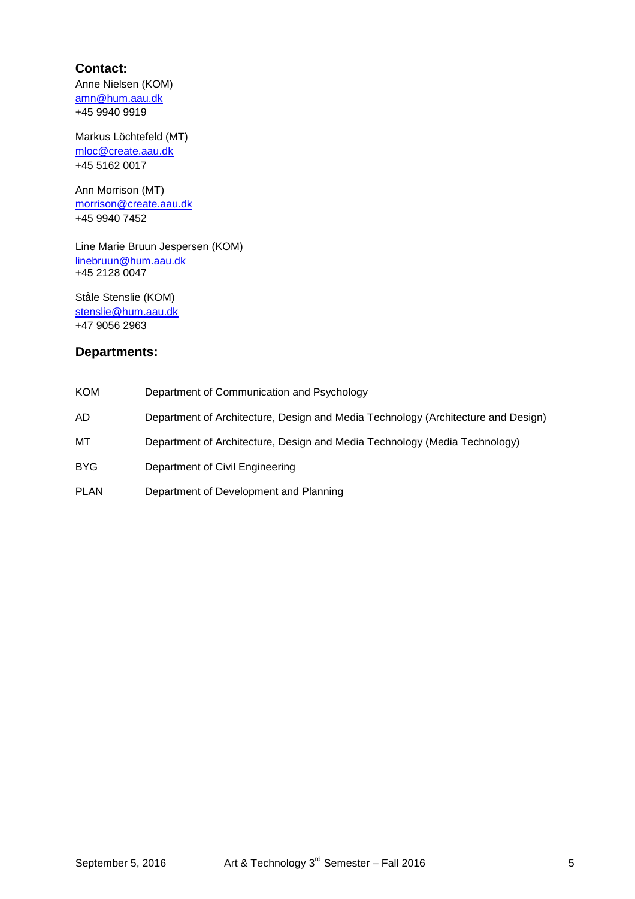### Contact:

Anne Nielsen (KOM)
amn@hum.aau.dk
+45 9940 9919

Markus Löchtefeld (MT)
mloc@create.aau.dk
+45 5162 0017

Ann Morrison (MT)
morrison@create.aau.dk
+45 9940 7452

Line Marie Bruun Jespersen (KOM)
linebruun@hum.aau.dk
+45 2128 0047

Ståle Stenslie (KOM)
stenslie@hum.aau.dk
+47 9056 2963

### Departments:

| | |
|---|---|
| KOM | Department of Communication and Psychology |
| AD | Department of Architecture, Design and Media Technology (Architecture and Design) |
| MT | Department of Architecture, Design and Media Technology (Media Technology) |
| BYG | Department of Civil Engineering |
| PLAN | Department of Development and Planning |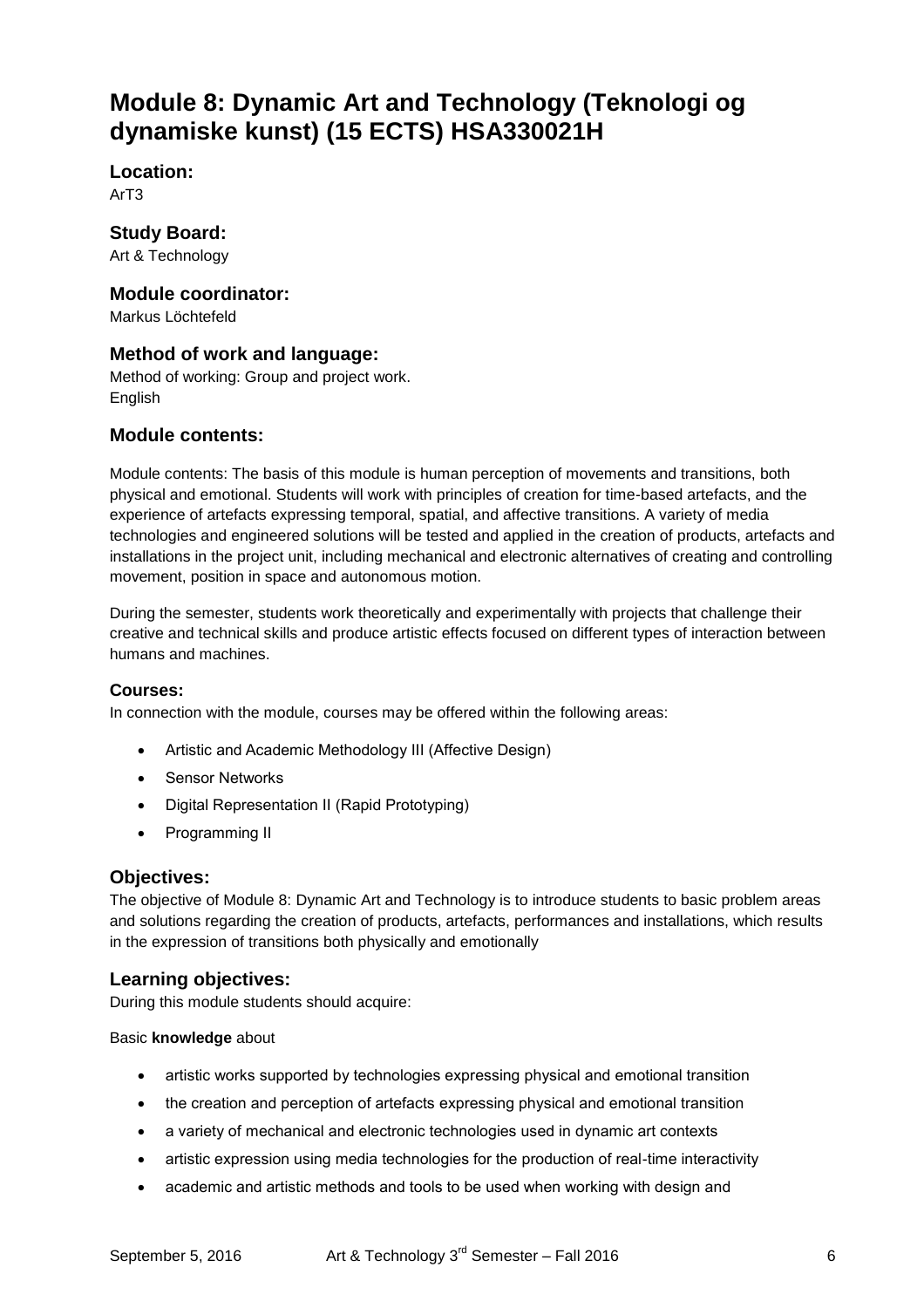# Module 8: Dynamic Art and Technology (Teknologi og dynamiske kunst) (15 ECTS) HSA330021H

### Location:

ArT3

### Study Board:

Art & Technology

### Module coordinator:

Markus Löchtefeld

### Method of work and language:

Method of working: Group and project work.
English

### Module contents:

Module contents: The basis of this module is human perception of movements and transitions, both physical and emotional. Students will work with principles of creation for time-based artefacts, and the experience of artefacts expressing temporal, spatial, and affective transitions. A variety of media technologies and engineered solutions will be tested and applied in the creation of products, artefacts and installations in the project unit, including mechanical and electronic alternatives of creating and controlling movement, position in space and autonomous motion.

During the semester, students work theoretically and experimentally with projects that challenge their creative and technical skills and produce artistic effects focused on different types of interaction between humans and machines.

#### Courses:

In connection with the module, courses may be offered within the following areas:

- Artistic and Academic Methodology III (Affective Design)
- Sensor Networks
- Digital Representation II (Rapid Prototyping)
- Programming II

### Objectives:

The objective of Module 8: Dynamic Art and Technology is to introduce students to basic problem areas and solutions regarding the creation of products, artefacts, performances and installations, which results in the expression of transitions both physically and emotionally

### Learning objectives:

During this module students should acquire:

Basic **knowledge** about

- artistic works supported by technologies expressing physical and emotional transition
- the creation and perception of artefacts expressing physical and emotional transition
- a variety of mechanical and electronic technologies used in dynamic art contexts
- artistic expression using media technologies for the production of real-time interactivity
- academic and artistic methods and tools to be used when working with design and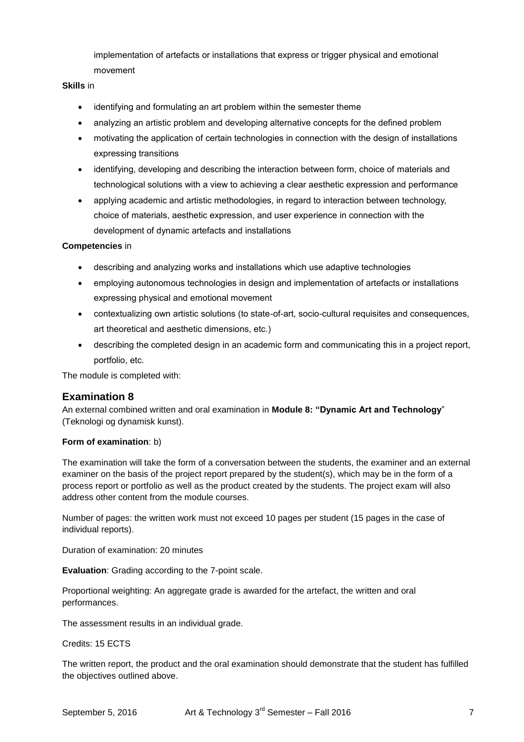implementation of artefacts or installations that express or trigger physical and emotional movement

**Skills** in

- identifying and formulating an art problem within the semester theme
- analyzing an artistic problem and developing alternative concepts for the defined problem
- motivating the application of certain technologies in connection with the design of installations expressing transitions
- identifying, developing and describing the interaction between form, choice of materials and technological solutions with a view to achieving a clear aesthetic expression and performance
- applying academic and artistic methodologies, in regard to interaction between technology, choice of materials, aesthetic expression, and user experience in connection with the development of dynamic artefacts and installations

**Competencies** in

- describing and analyzing works and installations which use adaptive technologies
- employing autonomous technologies in design and implementation of artefacts or installations expressing physical and emotional movement
- contextualizing own artistic solutions (to state-of-art, socio-cultural requisites and consequences, art theoretical and aesthetic dimensions, etc.)
- describing the completed design in an academic form and communicating this in a project report, portfolio, etc.

The module is completed with:

## Examination 8

An external combined written and oral examination in **Module 8: "Dynamic Art and Technology**" (Teknologi og dynamisk kunst).

**Form of examination**: b)

The examination will take the form of a conversation between the students, the examiner and an external examiner on the basis of the project report prepared by the student(s), which may be in the form of a process report or portfolio as well as the product created by the students. The project exam will also address other content from the module courses.

Number of pages: the written work must not exceed 10 pages per student (15 pages in the case of individual reports).

Duration of examination: 20 minutes

**Evaluation**: Grading according to the 7-point scale.

Proportional weighting: An aggregate grade is awarded for the artefact, the written and oral performances.

The assessment results in an individual grade.

Credits: 15 ECTS

The written report, the product and the oral examination should demonstrate that the student has fulfilled the objectives outlined above.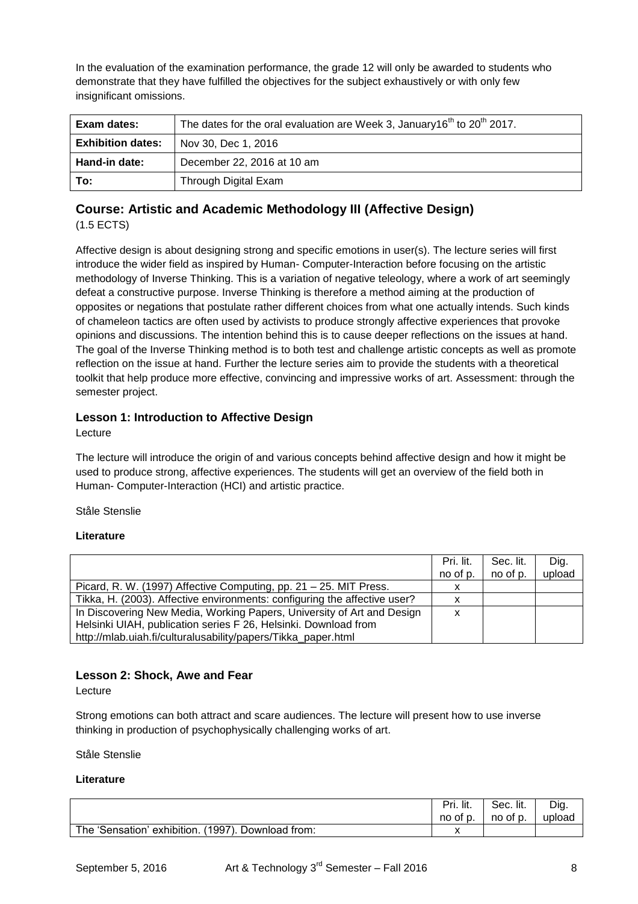In the evaluation of the examination performance, the grade 12 will only be awarded to students who demonstrate that they have fulfilled the objectives for the subject exhaustively or with only few insignificant omissions.

| **Exam dates:** | The dates for the oral evaluation are Week 3, January16th to 20th 2017. |
|---|---|
| **Exhibition dates:** | Nov 30, Dec 1, 2016 |
| **Hand-in date:** | December 22, 2016 at 10 am |
| **To:** | Through Digital Exam |

## Course: Artistic and Academic Methodology III (Affective Design)

(1.5 ECTS)

Affective design is about designing strong and specific emotions in user(s). The lecture series will first introduce the wider field as inspired by Human- Computer-Interaction before focusing on the artistic methodology of Inverse Thinking. This is a variation of negative teleology, where a work of art seemingly defeat a constructive purpose. Inverse Thinking is therefore a method aiming at the production of opposites or negations that postulate rather different choices from what one actually intends. Such kinds of chameleon tactics are often used by activists to produce strongly affective experiences that provoke opinions and discussions. The intention behind this is to cause deeper reflections on the issues at hand. The goal of the Inverse Thinking method is to both test and challenge artistic concepts as well as promote reflection on the issue at hand. Further the lecture series aim to provide the students with a theoretical toolkit that help produce more effective, convincing and impressive works of art. Assessment: through the semester project.

### Lesson 1: Introduction to Affective Design

Lecture

The lecture will introduce the origin of and various concepts behind affective design and how it might be used to produce strong, affective experiences. The students will get an overview of the field both in Human- Computer-Interaction (HCI) and artistic practice.

Ståle Stenslie

**Literature**

| | Pri. lit. no of p. | Sec. lit. no of p. | Dig. upload |
|---|---|---|---|
| Picard, R. W. (1997) Affective Computing, pp. 21 – 25. MIT Press. | x | | |
| Tikka, H. (2003). Affective environments: configuring the affective user? | x | | |
| In Discovering New Media, Working Papers, University of Art and Design Helsinki UIAH, publication series F 26, Helsinki. Download from http://mlab.uiah.fi/culturalusability/papers/Tikka_paper.html | x | | |

### Lesson 2: Shock, Awe and Fear

Lecture

Strong emotions can both attract and scare audiences. The lecture will present how to use inverse thinking in production of psychophysically challenging works of art.

Ståle Stenslie

**Literature**

| | Pri. lit. no of p. | Sec. lit. no of p. | Dig. upload |
|---|---|---|---|
| The 'Sensation' exhibition. (1997). Download from: | x | | |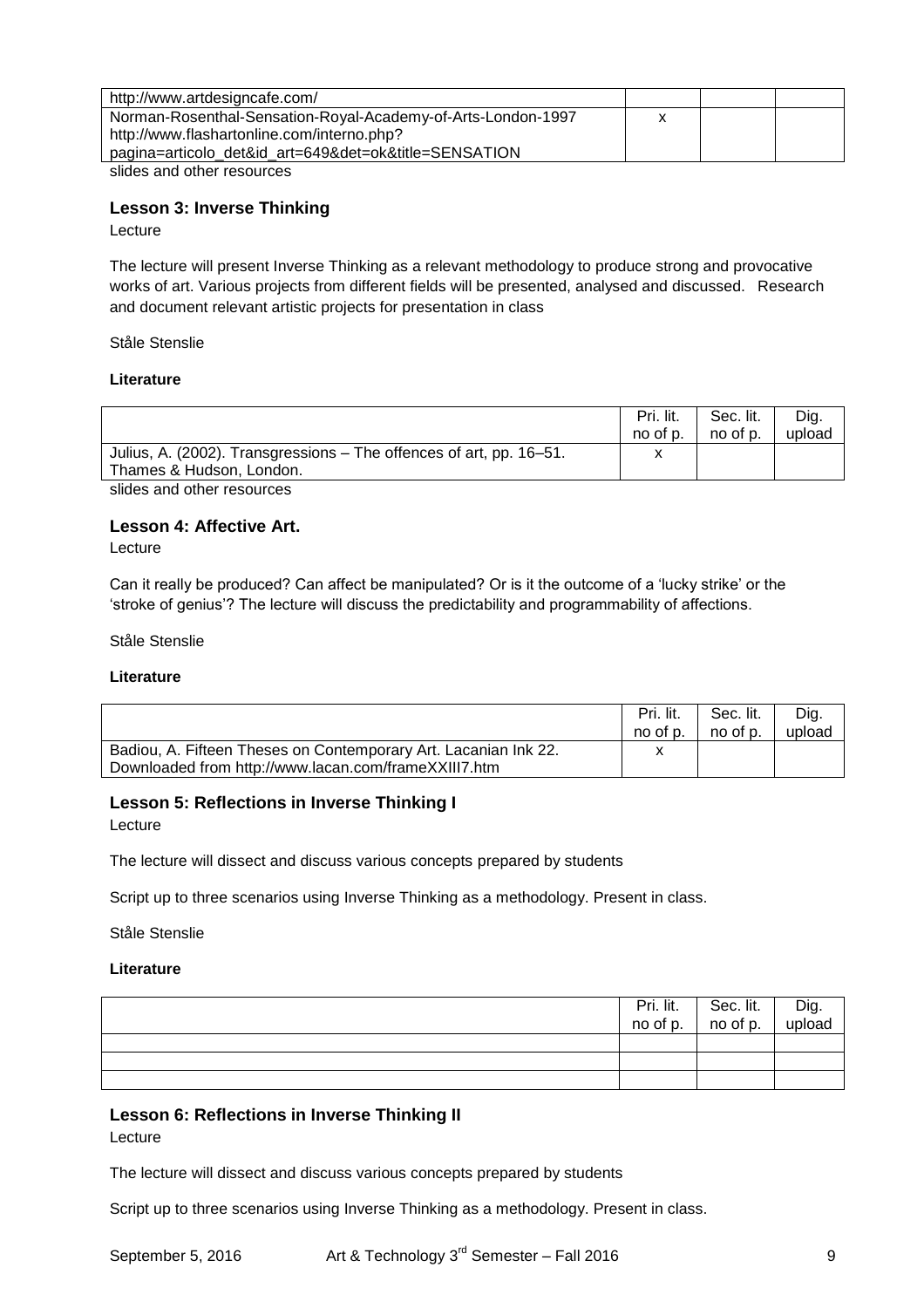| | | | |
|---|---|---|---|
| http://www.artdesigncafe.com/ | | | |
| Norman-Rosenthal-Sensation-Royal-Academy-of-Arts-London-1997 http://www.flashartonline.com/interno.php?pagina=articolo_det&id_art=649&det=ok&title=SENSATION | x | | |

slides and other resources

### Lesson 3: Inverse Thinking

Lecture

The lecture will present Inverse Thinking as a relevant methodology to produce strong and provocative works of art. Various projects from different fields will be presented, analysed and discussed. Research and document relevant artistic projects for presentation in class

Ståle Stenslie

**Literature**

| | Pri. lit. no of p. | Sec. lit. no of p. | Dig. upload |
|---|---|---|---|
| Julius, A. (2002). Transgressions – The offences of art, pp. 16–51. Thames & Hudson, London. | x | | |

slides and other resources

### Lesson 4: Affective Art.

Lecture

Can it really be produced? Can affect be manipulated? Or is it the outcome of a 'lucky strike' or the 'stroke of genius'? The lecture will discuss the predictability and programmability of affections.

Ståle Stenslie

**Literature**

| | Pri. lit. no of p. | Sec. lit. no of p. | Dig. upload |
|---|---|---|---|
| Badiou, A. Fifteen Theses on Contemporary Art. Lacanian Ink 22. Downloaded from http://www.lacan.com/frameXXIII7.htm | x | | |

### Lesson 5: Reflections in Inverse Thinking I

Lecture

The lecture will dissect and discuss various concepts prepared by students

Script up to three scenarios using Inverse Thinking as a methodology. Present in class.

Ståle Stenslie

**Literature**

| | Pri. lit. no of p. | Sec. lit. no of p. | Dig. upload |
|---|---|---|---|
| | | | |
| | | | |
| | | | |

### Lesson 6: Reflections in Inverse Thinking II

Lecture

The lecture will dissect and discuss various concepts prepared by students

Script up to three scenarios using Inverse Thinking as a methodology. Present in class.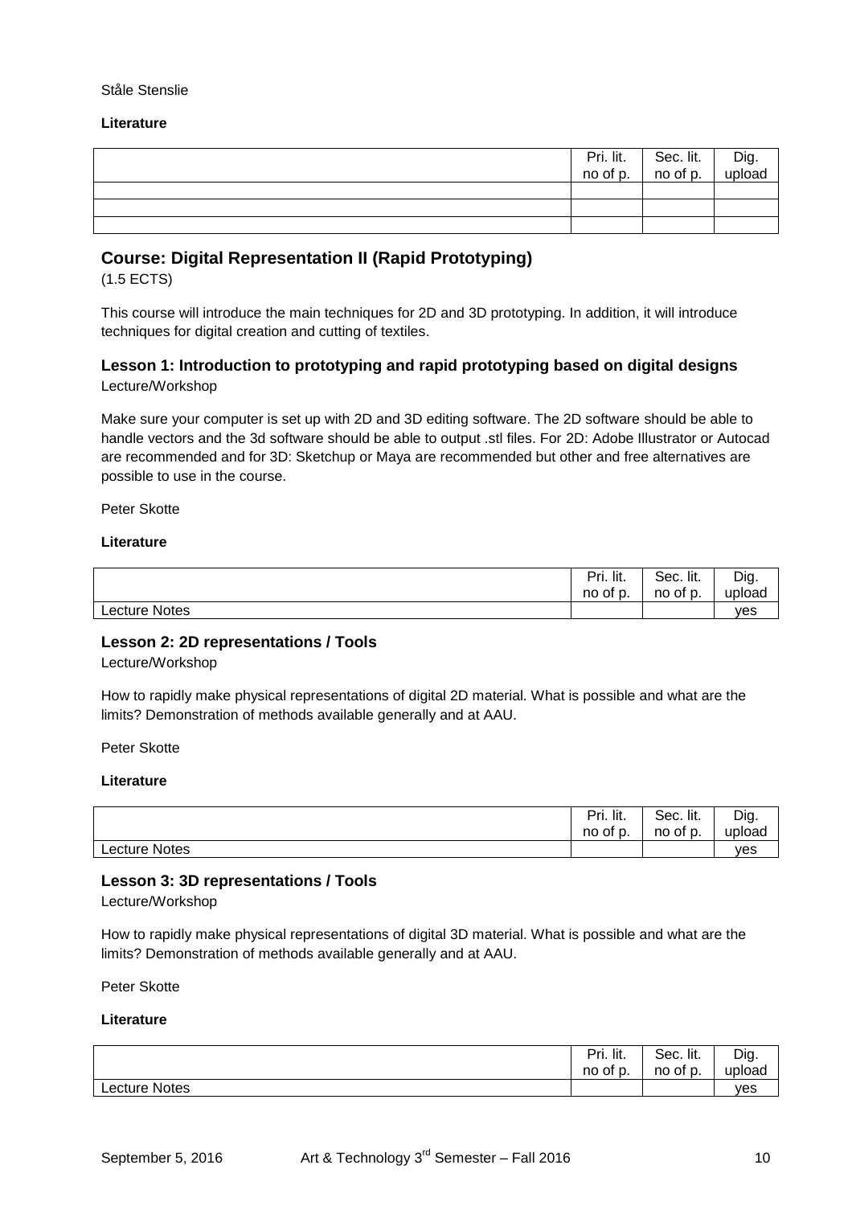Ståle Stenslie

**Literature**

| | Pri. lit. no of p. | Sec. lit. no of p. | Dig. upload |
|---|---|---|---|
| | | | |
| | | | |
| | | | |

## Course: Digital Representation II (Rapid Prototyping)

(1.5 ECTS)

This course will introduce the main techniques for 2D and 3D prototyping. In addition, it will introduce techniques for digital creation and cutting of textiles.

### Lesson 1: Introduction to prototyping and rapid prototyping based on digital designs

Lecture/Workshop

Make sure your computer is set up with 2D and 3D editing software. The 2D software should be able to handle vectors and the 3d software should be able to output .stl files. For 2D: Adobe Illustrator or Autocad are recommended and for 3D: Sketchup or Maya are recommended but other and free alternatives are possible to use in the course.

Peter Skotte

**Literature**

| | Pri. lit. no of p. | Sec. lit. no of p. | Dig. upload |
|---|---|---|---|
| Lecture Notes | | | yes |

### Lesson 2: 2D representations / Tools

Lecture/Workshop

How to rapidly make physical representations of digital 2D material. What is possible and what are the limits? Demonstration of methods available generally and at AAU.

Peter Skotte

**Literature**

| | Pri. lit. no of p. | Sec. lit. no of p. | Dig. upload |
|---|---|---|---|
| Lecture Notes | | | yes |

### Lesson 3: 3D representations / Tools

Lecture/Workshop

How to rapidly make physical representations of digital 3D material. What is possible and what are the limits? Demonstration of methods available generally and at AAU.

Peter Skotte

**Literature**

| | Pri. lit. no of p. | Sec. lit. no of p. | Dig. upload |
|---|---|---|---|
| Lecture Notes | | | yes |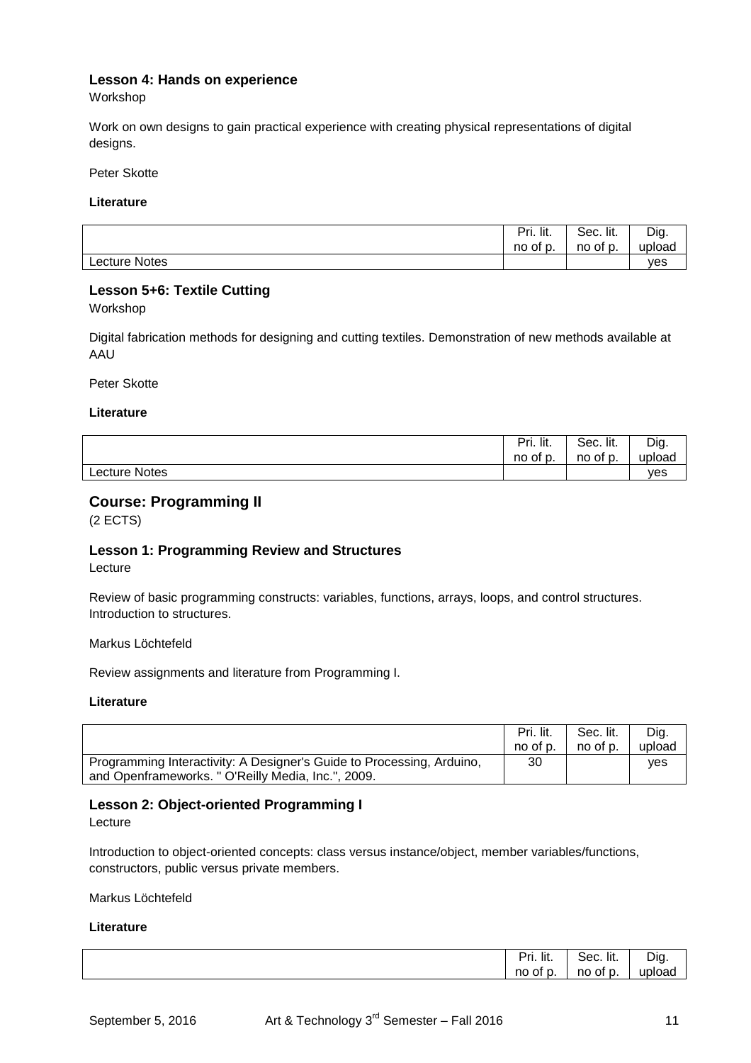### Lesson 4: Hands on experience

Workshop

Work on own designs to gain practical experience with creating physical representations of digital designs.

Peter Skotte

**Literature**

| | Pri. lit. no of p. | Sec. lit. no of p. | Dig. upload |
|---|---|---|---|
| Lecture Notes | | | yes |

### Lesson 5+6: Textile Cutting

Workshop

Digital fabrication methods for designing and cutting textiles. Demonstration of new methods available at AAU

Peter Skotte

**Literature**

| | Pri. lit. no of p. | Sec. lit. no of p. | Dig. upload |
|---|---|---|---|
| Lecture Notes | | | yes |

## Course: Programming II

(2 ECTS)

### Lesson 1: Programming Review and Structures

Lecture

Review of basic programming constructs: variables, functions, arrays, loops, and control structures. Introduction to structures.

Markus Löchtefeld

Review assignments and literature from Programming I.

**Literature**

| | Pri. lit. no of p. | Sec. lit. no of p. | Dig. upload |
|---|---|---|---|
| Programming Interactivity: A Designer's Guide to Processing, Arduino, and Openframeworks. " O'Reilly Media, Inc.", 2009. | 30 | | yes |

### Lesson 2: Object-oriented Programming I

Lecture

Introduction to object-oriented concepts: class versus instance/object, member variables/functions, constructors, public versus private members.

Markus Löchtefeld

**Literature**

| | Pri. lit. no of p. | Sec. lit. no of p. | Dig. upload |
|---|---|---|---|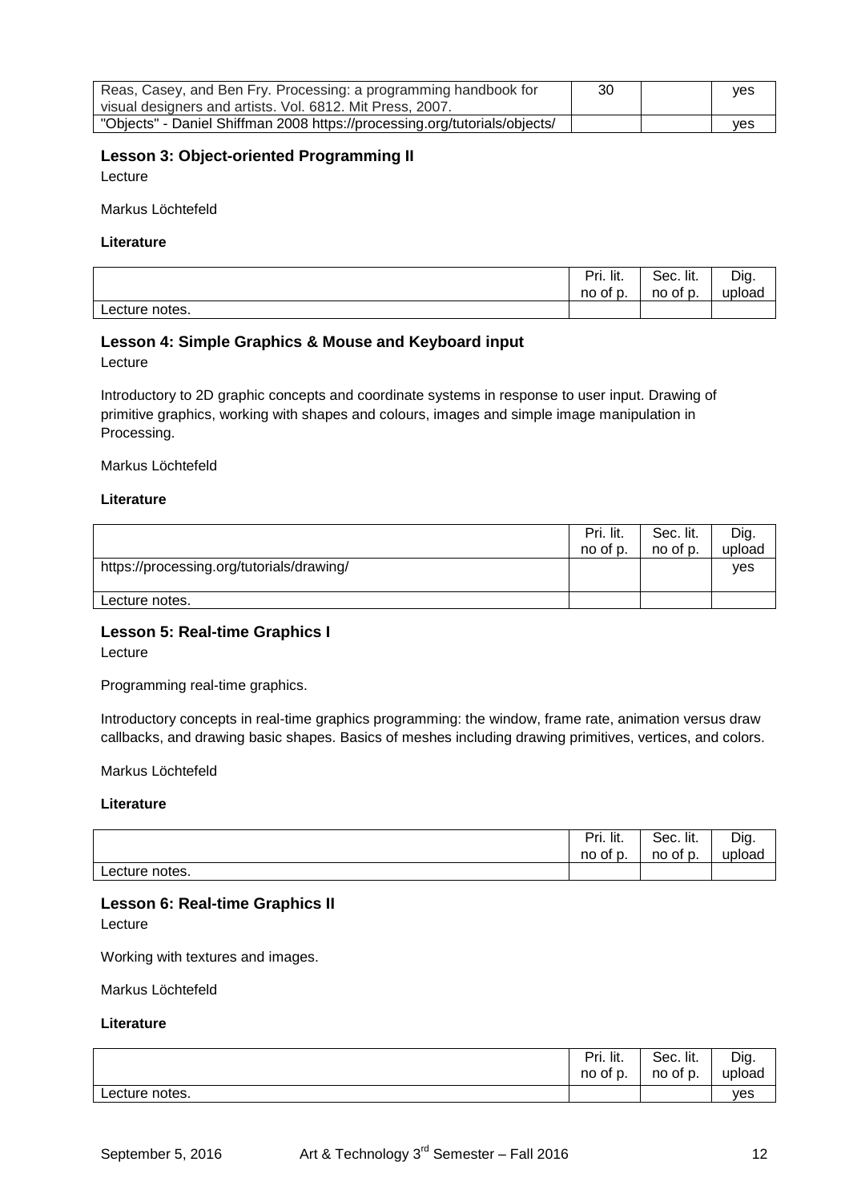| | Pri. lit. no of p. | Sec. lit. no of p. | Dig. upload |
|---|---|---|---|
| Reas, Casey, and Ben Fry. Processing: a programming handbook for visual designers and artists. Vol. 6812. Mit Press, 2007. | 30 | | yes |
| "Objects" - Daniel Shiffman 2008 https://processing.org/tutorials/objects/ | | | yes |

### Lesson 3: Object-oriented Programming II

Lecture

Markus Löchtefeld

**Literature**

| | Pri. lit. no of p. | Sec. lit. no of p. | Dig. upload |
|---|---|---|---|
| Lecture notes. | | | |

### Lesson 4: Simple Graphics & Mouse and Keyboard input

Lecture

Introductory to 2D graphic concepts and coordinate systems in response to user input. Drawing of primitive graphics, working with shapes and colours, images and simple image manipulation in Processing.

Markus Löchtefeld

**Literature**

| | Pri. lit. no of p. | Sec. lit. no of p. | Dig. upload |
|---|---|---|---|
| https://processing.org/tutorials/drawing/ | | | yes |
| Lecture notes. | | | |

### Lesson 5: Real-time Graphics I

Lecture

Programming real-time graphics.

Introductory concepts in real-time graphics programming: the window, frame rate, animation versus draw callbacks, and drawing basic shapes. Basics of meshes including drawing primitives, vertices, and colors.

Markus Löchtefeld

**Literature**

| | Pri. lit. no of p. | Sec. lit. no of p. | Dig. upload |
|---|---|---|---|
| Lecture notes. | | | |

### Lesson 6: Real-time Graphics II

Lecture

Working with textures and images.

Markus Löchtefeld

**Literature**

| | Pri. lit. no of p. | Sec. lit. no of p. | Dig. upload |
|---|---|---|---|
| Lecture notes. | | | yes |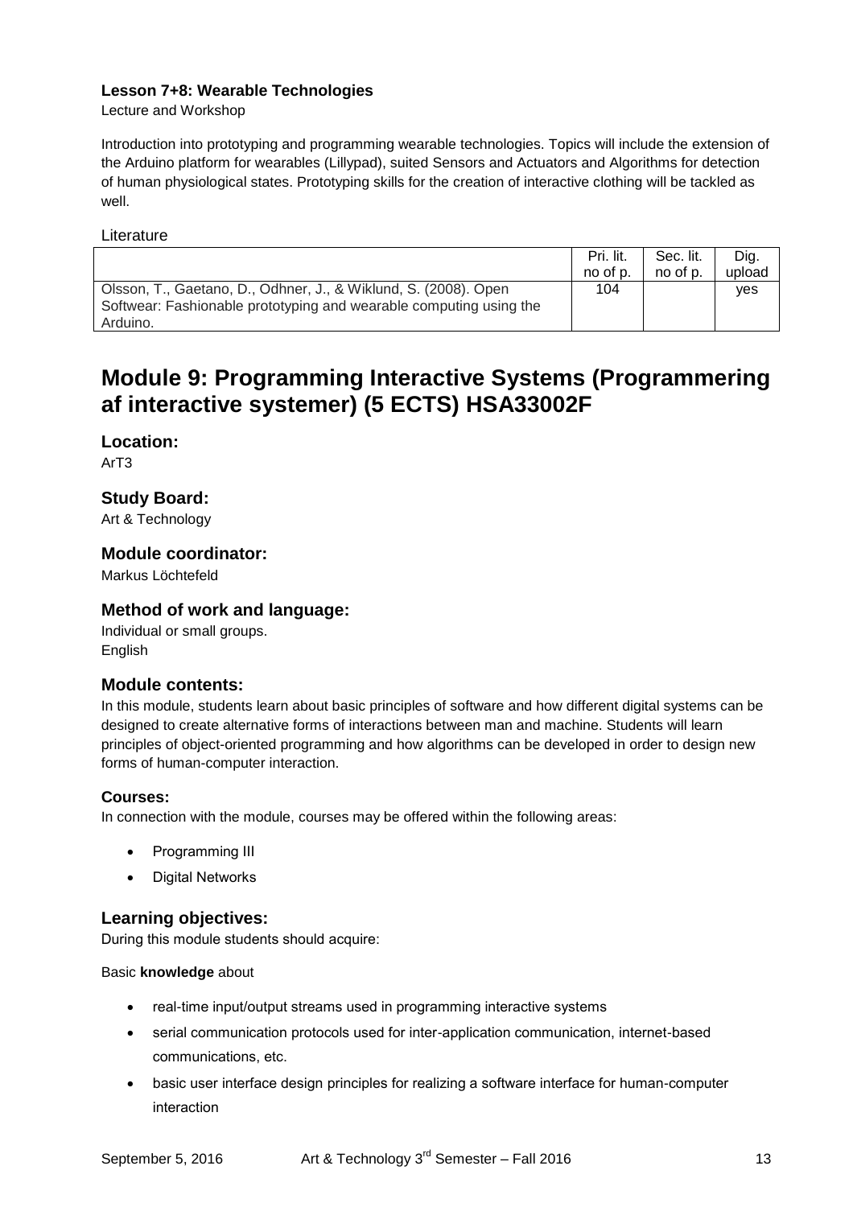#### Lesson 7+8: Wearable Technologies

Lecture and Workshop

Introduction into prototyping and programming wearable technologies. Topics will include the extension of the Arduino platform for wearables (Lillypad), suited Sensors and Actuators and Algorithms for detection of human physiological states. Prototyping skills for the creation of interactive clothing will be tackled as well.

Literature

| | Pri. lit. no of p. | Sec. lit. no of p. | Dig. upload |
|---|---|---|---|
| Olsson, T., Gaetano, D., Odhner, J., & Wiklund, S. (2008). Open Softwear: Fashionable prototyping and wearable computing using the Arduino. | 104 | | yes |

# Module 9: Programming Interactive Systems (Programmering af interactive systemer) (5 ECTS) HSA33002F

### Location:

ArT3

### Study Board:

Art & Technology

### Module coordinator:

Markus Löchtefeld

### Method of work and language:

Individual or small groups.
English

### Module contents:

In this module, students learn about basic principles of software and how different digital systems can be designed to create alternative forms of interactions between man and machine. Students will learn principles of object-oriented programming and how algorithms can be developed in order to design new forms of human-computer interaction.

#### Courses:

In connection with the module, courses may be offered within the following areas:

- Programming III
- Digital Networks

### Learning objectives:

During this module students should acquire:

Basic **knowledge** about

- real-time input/output streams used in programming interactive systems
- serial communication protocols used for inter-application communication, internet-based communications, etc.
- basic user interface design principles for realizing a software interface for human-computer interaction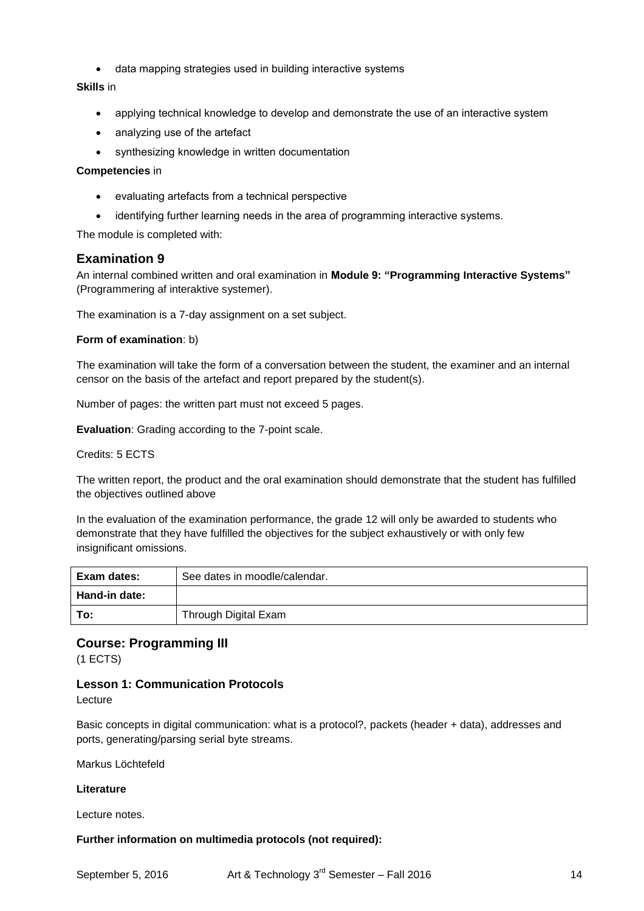- data mapping strategies used in building interactive systems

**Skills** in

- applying technical knowledge to develop and demonstrate the use of an interactive system
- analyzing use of the artefact
- synthesizing knowledge in written documentation

**Competencies** in

- evaluating artefacts from a technical perspective
- identifying further learning needs in the area of programming interactive systems.

The module is completed with:

## Examination 9

An internal combined written and oral examination in **Module 9: "Programming Interactive Systems"** (Programmering af interaktive systemer).

The examination is a 7-day assignment on a set subject.

**Form of examination**: b)

The examination will take the form of a conversation between the student, the examiner and an internal censor on the basis of the artefact and report prepared by the student(s).

Number of pages: the written part must not exceed 5 pages.

**Evaluation**: Grading according to the 7-point scale.

Credits: 5 ECTS

The written report, the product and the oral examination should demonstrate that the student has fulfilled the objectives outlined above

In the evaluation of the examination performance, the grade 12 will only be awarded to students who demonstrate that they have fulfilled the objectives for the subject exhaustively or with only few insignificant omissions.

| **Exam dates:** | See dates in moodle/calendar. |
|---|---|
| **Hand-in date:** | |
| **To:** | Through Digital Exam |

## Course: Programming III

(1 ECTS)

### Lesson 1: Communication Protocols

Lecture

Basic concepts in digital communication: what is a protocol?, packets (header + data), addresses and ports, generating/parsing serial byte streams.

Markus Löchtefeld

**Literature**

Lecture notes.

**Further information on multimedia protocols (not required):**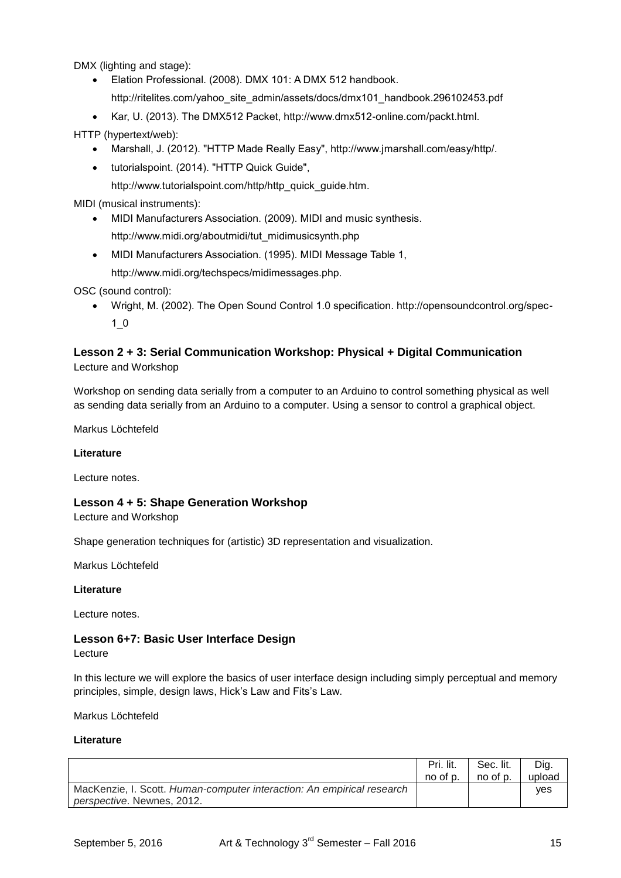DMX (lighting and stage):

- Elation Professional. (2008). DMX 101: A DMX 512 handbook. http://ritelites.com/yahoo_site_admin/assets/docs/dmx101_handbook.296102453.pdf
- Kar, U. (2013). The DMX512 Packet, http://www.dmx512-online.com/packt.html.

HTTP (hypertext/web):

- Marshall, J. (2012). "HTTP Made Really Easy", http://www.jmarshall.com/easy/http/.
- tutorialspoint. (2014). "HTTP Quick Guide", http://www.tutorialspoint.com/http/http_quick_guide.htm.

MIDI (musical instruments):

- MIDI Manufacturers Association. (2009). MIDI and music synthesis. http://www.midi.org/aboutmidi/tut_midimusicsynth.php
- MIDI Manufacturers Association. (1995). MIDI Message Table 1, http://www.midi.org/techspecs/midimessages.php.

OSC (sound control):

- Wright, M. (2002). The Open Sound Control 1.0 specification. http://opensoundcontrol.org/spec-1_0

### Lesson 2 + 3: Serial Communication Workshop: Physical + Digital Communication

Lecture and Workshop

Workshop on sending data serially from a computer to an Arduino to control something physical as well as sending data serially from an Arduino to a computer. Using a sensor to control a graphical object.

Markus Löchtefeld

**Literature**

Lecture notes.

### Lesson 4 + 5: Shape Generation Workshop

Lecture and Workshop

Shape generation techniques for (artistic) 3D representation and visualization.

Markus Löchtefeld

**Literature**

Lecture notes.

### Lesson 6+7: Basic User Interface Design

Lecture

In this lecture we will explore the basics of user interface design including simply perceptual and memory principles, simple, design laws, Hick's Law and Fits's Law.

Markus Löchtefeld

**Literature**

| | Pri. lit. no of p. | Sec. lit. no of p. | Dig. upload |
|---|---|---|---|
| MacKenzie, I. Scott. *Human-computer interaction: An empirical research perspective*. Newnes, 2012. | | | yes |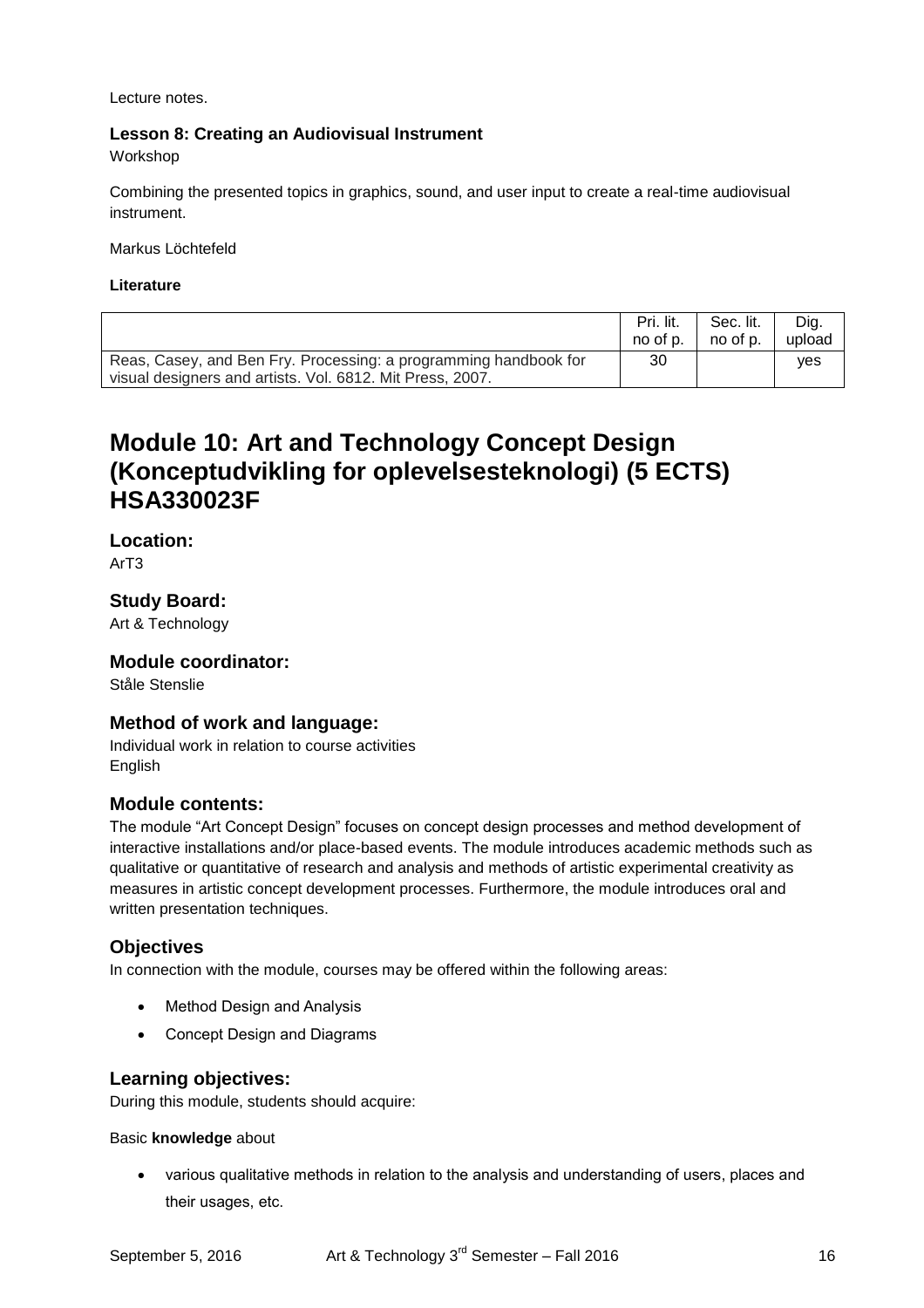Lecture notes.

#### Lesson 8: Creating an Audiovisual Instrument

Workshop

Combining the presented topics in graphics, sound, and user input to create a real-time audiovisual instrument.

Markus Löchtefeld

##### Literature

| | Pri. lit. no of p. | Sec. lit. no of p. | Dig. upload |
|---|---|---|---|
| Reas, Casey, and Ben Fry. Processing: a programming handbook for visual designers and artists. Vol. 6812. Mit Press, 2007. | 30 | | yes |

# Module 10: Art and Technology Concept Design (Konceptudvikling for oplevelsesteknologi) (5 ECTS) HSA330023F

### Location:

ArT3

### Study Board:

Art & Technology

### Module coordinator:

Ståle Stenslie

### Method of work and language:

Individual work in relation to course activities
English

### Module contents:

The module "Art Concept Design" focuses on concept design processes and method development of interactive installations and/or place-based events. The module introduces academic methods such as qualitative or quantitative of research and analysis and methods of artistic experimental creativity as measures in artistic concept development processes. Furthermore, the module introduces oral and written presentation techniques.

### Objectives

In connection with the module, courses may be offered within the following areas:

- Method Design and Analysis
- Concept Design and Diagrams

### Learning objectives:

During this module, students should acquire:

Basic **knowledge** about

- various qualitative methods in relation to the analysis and understanding of users, places and their usages, etc.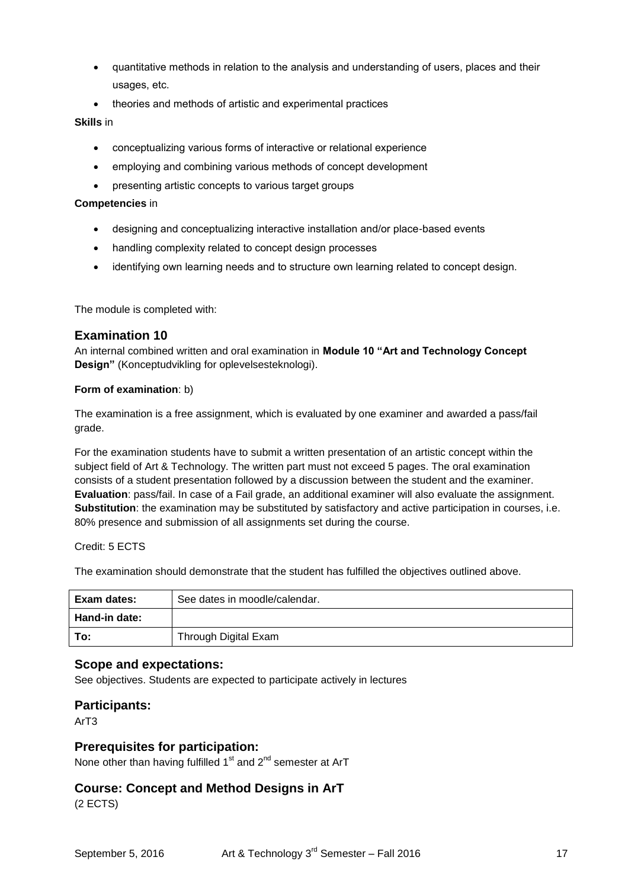- quantitative methods in relation to the analysis and understanding of users, places and their usages, etc.
- theories and methods of artistic and experimental practices

**Skills** in

- conceptualizing various forms of interactive or relational experience
- employing and combining various methods of concept development
- presenting artistic concepts to various target groups

**Competencies** in

- designing and conceptualizing interactive installation and/or place-based events
- handling complexity related to concept design processes
- identifying own learning needs and to structure own learning related to concept design.

The module is completed with:

## Examination 10

An internal combined written and oral examination in **Module 10 "Art and Technology Concept Design"** (Konceptudvikling for oplevelsesteknologi).

**Form of examination**: b)

The examination is a free assignment, which is evaluated by one examiner and awarded a pass/fail grade.

For the examination students have to submit a written presentation of an artistic concept within the subject field of Art & Technology. The written part must not exceed 5 pages. The oral examination consists of a student presentation followed by a discussion between the student and the examiner.
**Evaluation**: pass/fail. In case of a Fail grade, an additional examiner will also evaluate the assignment.
**Substitution**: the examination may be substituted by satisfactory and active participation in courses, i.e. 80% presence and submission of all assignments set during the course.

Credit: 5 ECTS

The examination should demonstrate that the student has fulfilled the objectives outlined above.

| **Exam dates:** | See dates in moodle/calendar. |
|---|---|
| **Hand-in date:** | |
| **To:** | Through Digital Exam |

## Scope and expectations:

See objectives. Students are expected to participate actively in lectures

## Participants:

ArT3

## Prerequisites for participation:

None other than having fulfilled 1st and 2nd semester at ArT

## Course: Concept and Method Designs in ArT

(2 ECTS)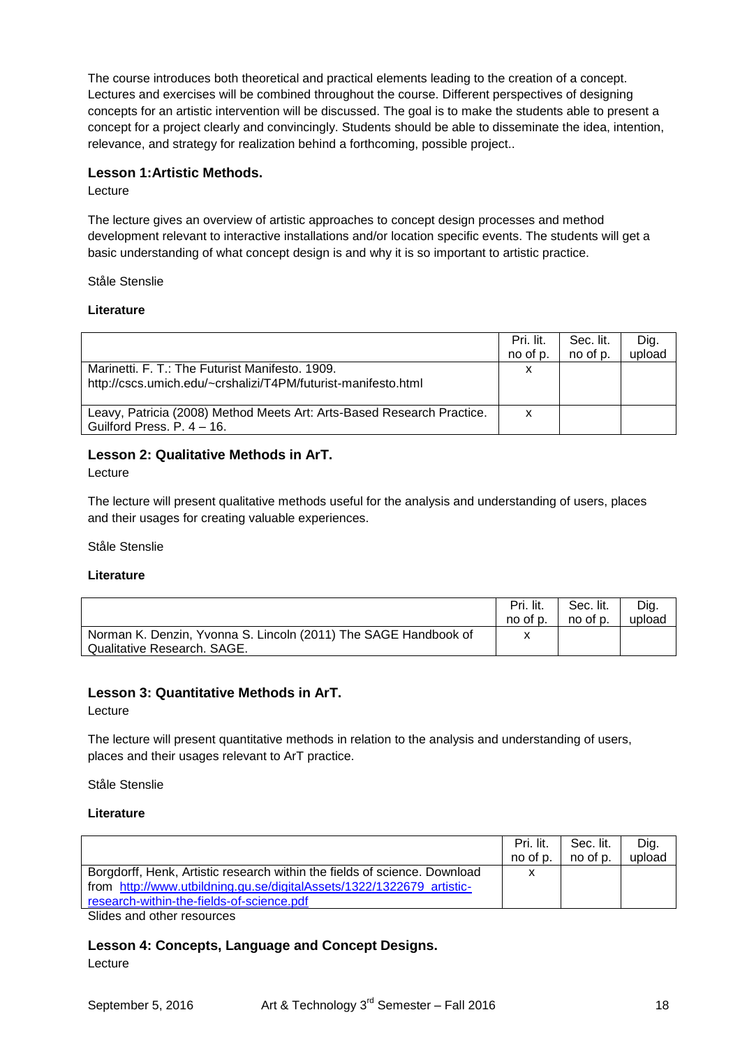The course introduces both theoretical and practical elements leading to the creation of a concept. Lectures and exercises will be combined throughout the course. Different perspectives of designing concepts for an artistic intervention will be discussed. The goal is to make the students able to present a concept for a project clearly and convincingly. Students should be able to disseminate the idea, intention, relevance, and strategy for realization behind a forthcoming, possible project..

### Lesson 1:Artistic Methods.

Lecture

The lecture gives an overview of artistic approaches to concept design processes and method development relevant to interactive installations and/or location specific events. The students will get a basic understanding of what concept design is and why it is so important to artistic practice.

Ståle Stenslie

**Literature**

| | Pri. lit. no of p. | Sec. lit. no of p. | Dig. upload |
|---|---|---|---|
| Marinetti. F. T.: The Futurist Manifesto. 1909. http://cscs.umich.edu/~crshalizi/T4PM/futurist-manifesto.html | x | | |
| Leavy, Patricia (2008) Method Meets Art: Arts-Based Research Practice. Guilford Press. P. 4 – 16. | x | | |

### Lesson 2: Qualitative Methods in ArT.

Lecture

The lecture will present qualitative methods useful for the analysis and understanding of users, places and their usages for creating valuable experiences.

Ståle Stenslie

**Literature**

| | Pri. lit. no of p. | Sec. lit. no of p. | Dig. upload |
|---|---|---|---|
| Norman K. Denzin, Yvonna S. Lincoln (2011) The SAGE Handbook of Qualitative Research. SAGE. | x | | |

### Lesson 3: Quantitative Methods in ArT.

Lecture

The lecture will present quantitative methods in relation to the analysis and understanding of users, places and their usages relevant to ArT practice.

Ståle Stenslie

**Literature**

| | Pri. lit. no of p. | Sec. lit. no of p. | Dig. upload |
|---|---|---|---|
| Borgdorff, Henk, Artistic research within the fields of science. Download from http://www.utbildning.gu.se/digitalAssets/1322/1322679_artistic-research-within-the-fields-of-science.pdf | x | | |

Slides and other resources

### Lesson 4: Concepts, Language and Concept Designs.

Lecture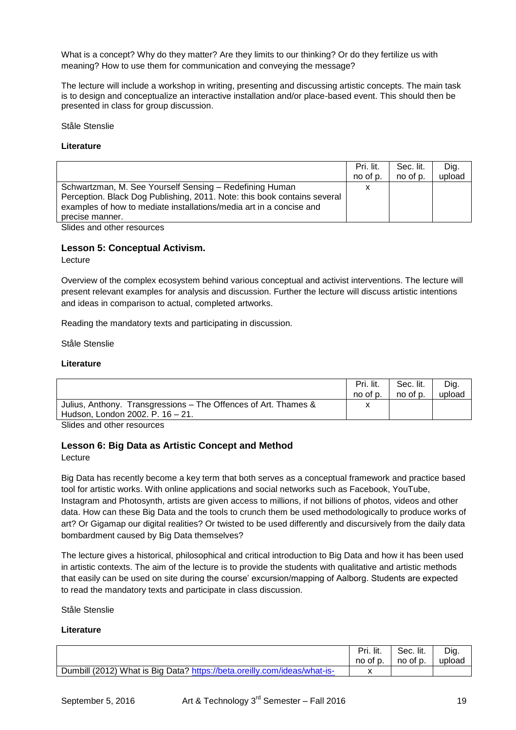What is a concept? Why do they matter? Are they limits to our thinking? Or do they fertilize us with meaning? How to use them for communication and conveying the message?

The lecture will include a workshop in writing, presenting and discussing artistic concepts. The main task is to design and conceptualize an interactive installation and/or place-based event. This should then be presented in class for group discussion.

Ståle Stenslie

**Literature**

| | Pri. lit. no of p. | Sec. lit. no of p. | Dig. upload |
|---|---|---|---|
| Schwartzman, M. See Yourself Sensing – Redefining Human Perception. Black Dog Publishing, 2011. Note: this book contains several examples of how to mediate installations/media art in a concise and precise manner. | x | | |

Slides and other resources

### Lesson 5: Conceptual Activism.

Lecture

Overview of the complex ecosystem behind various conceptual and activist interventions. The lecture will present relevant examples for analysis and discussion. Further the lecture will discuss artistic intentions and ideas in comparison to actual, completed artworks.

Reading the mandatory texts and participating in discussion.

Ståle Stenslie

**Literature**

| | Pri. lit. no of p. | Sec. lit. no of p. | Dig. upload |
|---|---|---|---|
| Julius, Anthony. Transgressions – The Offences of Art. Thames & Hudson, London 2002. P. 16 – 21. | x | | |

Slides and other resources

### Lesson 6: Big Data as Artistic Concept and Method

Lecture

Big Data has recently become a key term that both serves as a conceptual framework and practice based tool for artistic works. With online applications and social networks such as Facebook, YouTube, Instagram and Photosynth, artists are given access to millions, if not billions of photos, videos and other data. How can these Big Data and the tools to crunch them be used methodologically to produce works of art? Or Gigamap our digital realities? Or twisted to be used differently and discursively from the daily data bombardment caused by Big Data themselves?

The lecture gives a historical, philosophical and critical introduction to Big Data and how it has been used in artistic contexts. The aim of the lecture is to provide the students with qualitative and artistic methods that easily can be used on site during the course' excursion/mapping of Aalborg. Students are expected to read the mandatory texts and participate in class discussion.

Ståle Stenslie

**Literature**

| | Pri. lit. no of p. | Sec. lit. no of p. | Dig. upload |
|---|---|---|---|
| Dumbill (2012) What is Big Data? https://beta.oreilly.com/ideas/what-is- | x | | |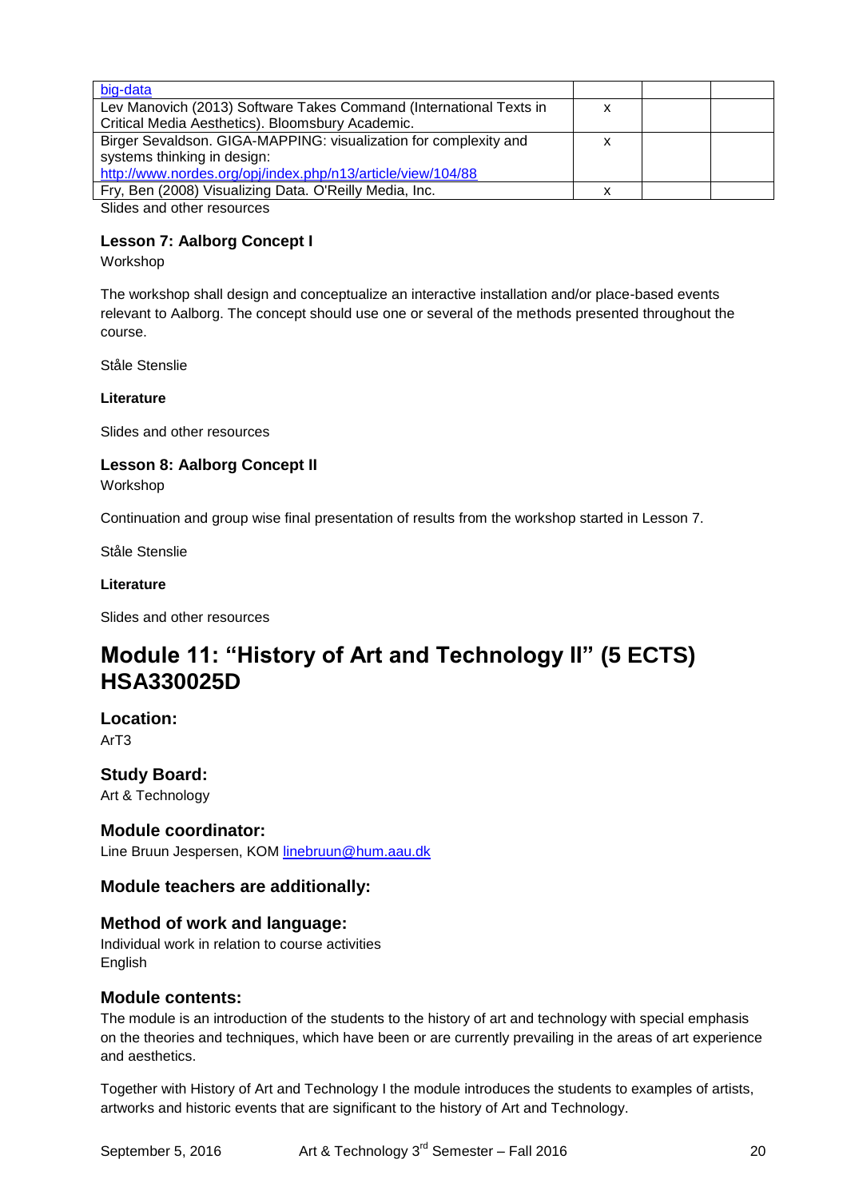| | | | |
|---|---|---|---|
| [big-data](big-data) | | | |
| Lev Manovich (2013) Software Takes Command (International Texts in Critical Media Aesthetics). Bloomsbury Academic. | x | | |
| Birger Sevaldson. GIGA-MAPPING: visualization for complexity and systems thinking in design: http://www.nordes.org/opj/index.php/n13/article/view/104/88 | x | | |
| Fry, Ben (2008) Visualizing Data. O'Reilly Media, Inc. | x | | |

Slides and other resources

### Lesson 7: Aalborg Concept I

Workshop

The workshop shall design and conceptualize an interactive installation and/or place-based events relevant to Aalborg. The concept should use one or several of the methods presented throughout the course.

Ståle Stenslie

**Literature**

Slides and other resources

### Lesson 8: Aalborg Concept II

Workshop

Continuation and group wise final presentation of results from the workshop started in Lesson 7.

Ståle Stenslie

**Literature**

Slides and other resources

# Module 11: "History of Art and Technology II" (5 ECTS) HSA330025D

### Location:

ArT3

### Study Board:

Art & Technology

### Module coordinator:

Line Bruun Jespersen, KOM linebruun@hum.aau.dk

### Module teachers are additionally:

### Method of work and language:

Individual work in relation to course activities
English

### Module contents:

The module is an introduction of the students to the history of art and technology with special emphasis on the theories and techniques, which have been or are currently prevailing in the areas of art experience and aesthetics.

Together with History of Art and Technology I the module introduces the students to examples of artists, artworks and historic events that are significant to the history of Art and Technology.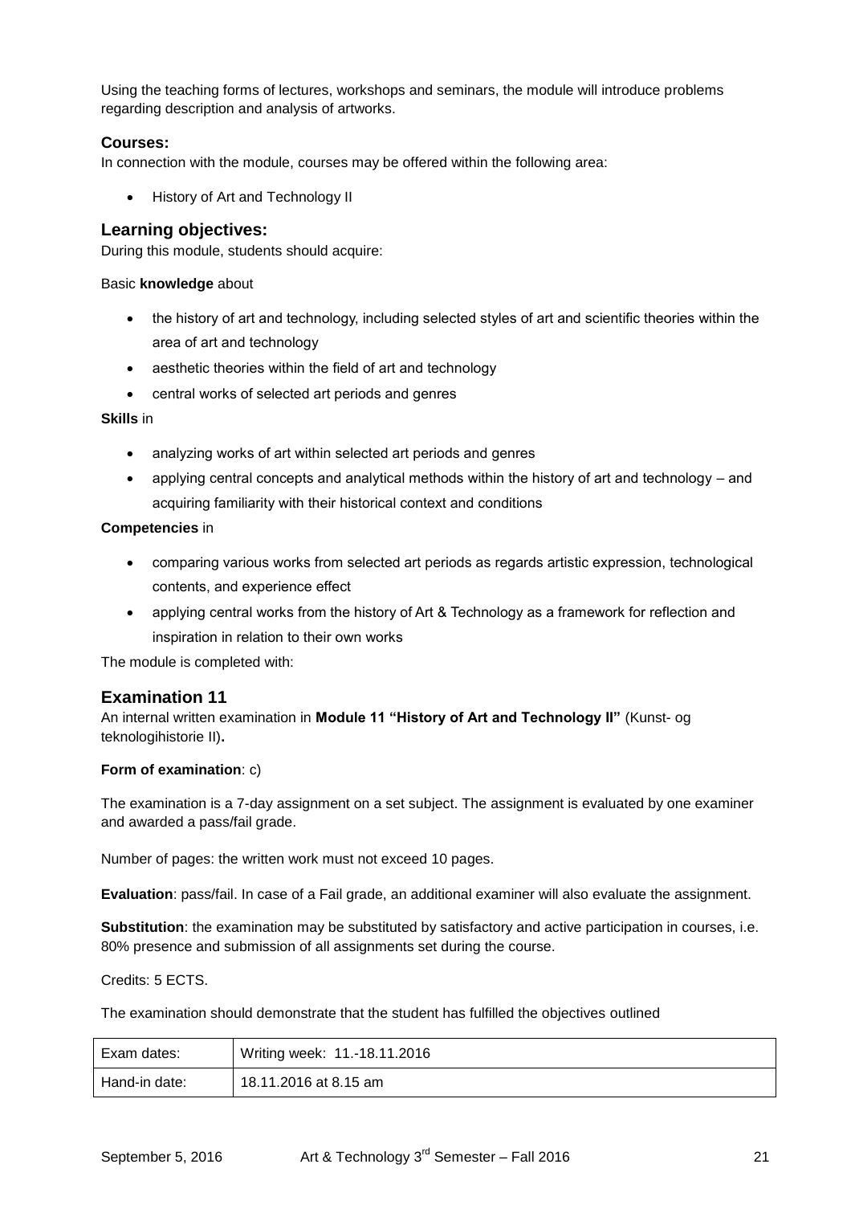Using the teaching forms of lectures, workshops and seminars, the module will introduce problems regarding description and analysis of artworks.

### Courses:

In connection with the module, courses may be offered within the following area:

- History of Art and Technology II

## Learning objectives:

During this module, students should acquire:

Basic **knowledge** about

- the history of art and technology, including selected styles of art and scientific theories within the area of art and technology
- aesthetic theories within the field of art and technology
- central works of selected art periods and genres

**Skills** in

- analyzing works of art within selected art periods and genres
- applying central concepts and analytical methods within the history of art and technology – and acquiring familiarity with their historical context and conditions

**Competencies** in

- comparing various works from selected art periods as regards artistic expression, technological contents, and experience effect
- applying central works from the history of Art & Technology as a framework for reflection and inspiration in relation to their own works

The module is completed with:

## Examination 11

An internal written examination in **Module 11 "History of Art and Technology II"** (Kunst- og teknologihistorie II)**.**

**Form of examination**: c)

The examination is a 7-day assignment on a set subject. The assignment is evaluated by one examiner and awarded a pass/fail grade.

Number of pages: the written work must not exceed 10 pages.

**Evaluation**: pass/fail. In case of a Fail grade, an additional examiner will also evaluate the assignment.

**Substitution**: the examination may be substituted by satisfactory and active participation in courses, i.e. 80% presence and submission of all assignments set during the course.

Credits: 5 ECTS.

The examination should demonstrate that the student has fulfilled the objectives outlined

| Exam dates: | Writing week: 11.-18.11.2016 |
|---|---|
| Hand-in date: | 18.11.2016 at 8.15 am |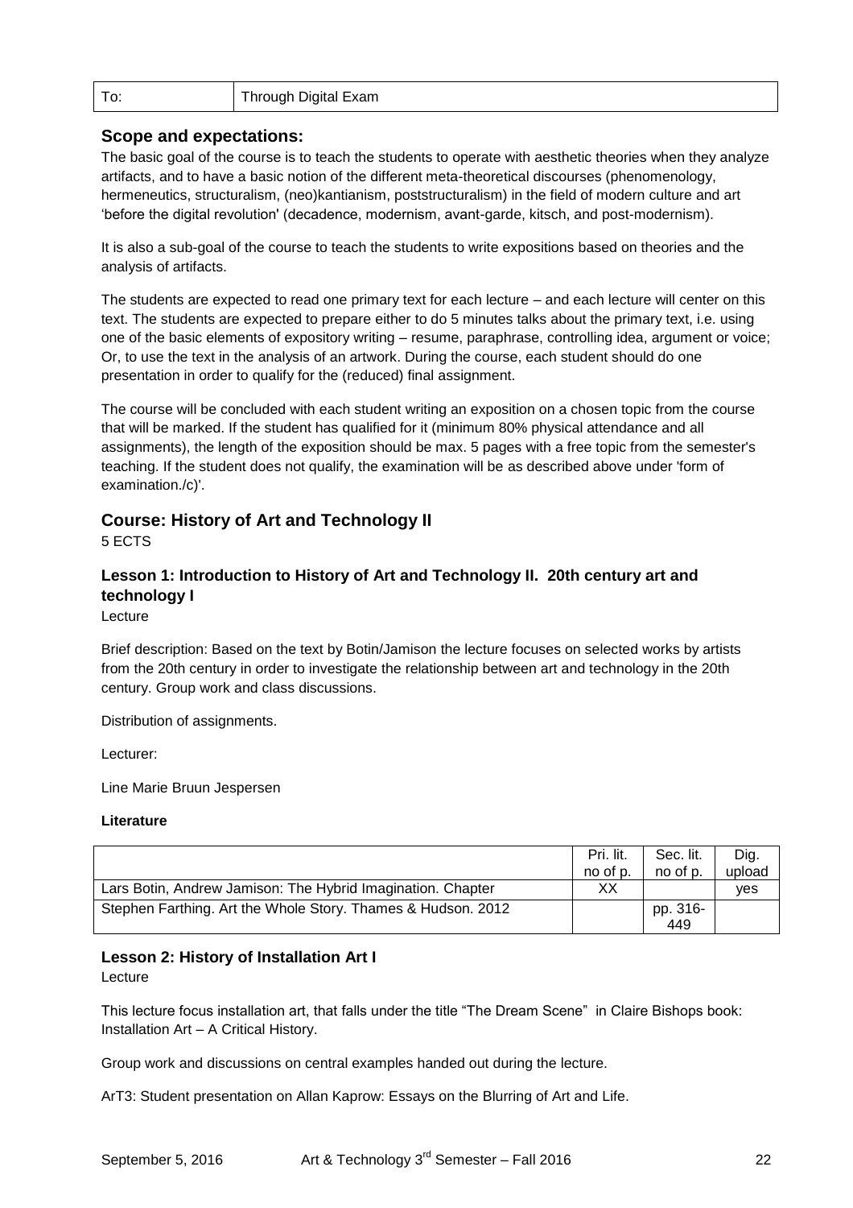| To: | Through Digital Exam |
|---|---|

### Scope and expectations:

The basic goal of the course is to teach the students to operate with aesthetic theories when they analyze artifacts, and to have a basic notion of the different meta-theoretical discourses (phenomenology, hermeneutics, structuralism, (neo)kantianism, poststructuralism) in the field of modern culture and art 'before the digital revolution' (decadence, modernism, avant-garde, kitsch, and post-modernism).

It is also a sub-goal of the course to teach the students to write expositions based on theories and the analysis of artifacts.

The students are expected to read one primary text for each lecture – and each lecture will center on this text. The students are expected to prepare either to do 5 minutes talks about the primary text, i.e. using one of the basic elements of expository writing – resume, paraphrase, controlling idea, argument or voice; Or, to use the text in the analysis of an artwork. During the course, each student should do one presentation in order to qualify for the (reduced) final assignment.

The course will be concluded with each student writing an exposition on a chosen topic from the course that will be marked. If the student has qualified for it (minimum 80% physical attendance and all assignments), the length of the exposition should be max. 5 pages with a free topic from the semester's teaching. If the student does not qualify, the examination will be as described above under 'form of examination./c)'.

## Course: History of Art and Technology II

5 ECTS

### Lesson 1: Introduction to History of Art and Technology II. 20th century art and technology I

Lecture

Brief description: Based on the text by Botin/Jamison the lecture focuses on selected works by artists from the 20th century in order to investigate the relationship between art and technology in the 20th century. Group work and class discussions.

Distribution of assignments.

Lecturer:

Line Marie Bruun Jespersen

**Literature**

| | Pri. lit. no of p. | Sec. lit. no of p. | Dig. upload |
|---|---|---|---|
| Lars Botin, Andrew Jamison: The Hybrid Imagination. Chapter | XX | | yes |
| Stephen Farthing. Art the Whole Story. Thames & Hudson. 2012 | | pp. 316-449 | |

### Lesson 2: History of Installation Art I

Lecture

This lecture focus installation art, that falls under the title "The Dream Scene" in Claire Bishops book: Installation Art – A Critical History.

Group work and discussions on central examples handed out during the lecture.

ArT3: Student presentation on Allan Kaprow: Essays on the Blurring of Art and Life.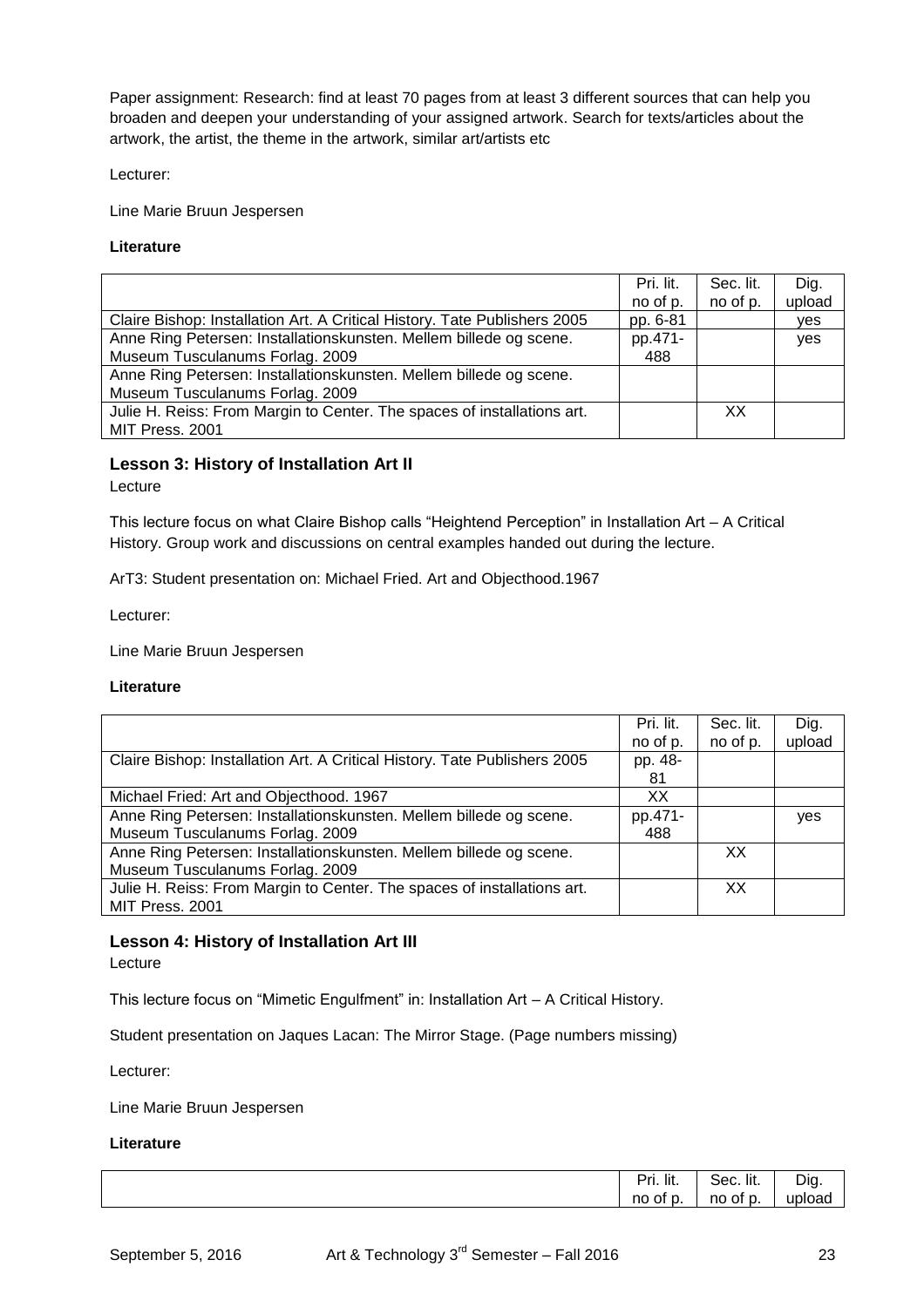Paper assignment: Research: find at least 70 pages from at least 3 different sources that can help you broaden and deepen your understanding of your assigned artwork. Search for texts/articles about the artwork, the artist, the theme in the artwork, similar art/artists etc

Lecturer:

Line Marie Bruun Jespersen

**Literature**

| | Pri. lit. no of p. | Sec. lit. no of p. | Dig. upload |
|---|---|---|---|
| Claire Bishop: Installation Art. A Critical History. Tate Publishers 2005 | pp. 6-81 | | yes |
| Anne Ring Petersen: Installationskunsten. Mellem billede og scene. Museum Tusculanums Forlag. 2009 | pp.471-488 | | yes |
| Anne Ring Petersen: Installationskunsten. Mellem billede og scene. Museum Tusculanums Forlag. 2009 | | | |
| Julie H. Reiss: From Margin to Center. The spaces of installations art. MIT Press. 2001 | | XX | |

### Lesson 3: History of Installation Art II

Lecture

This lecture focus on what Claire Bishop calls "Heightend Perception" in Installation Art – A Critical History. Group work and discussions on central examples handed out during the lecture.

ArT3: Student presentation on: Michael Fried. Art and Objecthood.1967

Lecturer:

Line Marie Bruun Jespersen

**Literature**

| | Pri. lit. no of p. | Sec. lit. no of p. | Dig. upload |
|---|---|---|---|
| Claire Bishop: Installation Art. A Critical History. Tate Publishers 2005 | pp. 48-81 | | |
| Michael Fried: Art and Objecthood. 1967 | XX | | |
| Anne Ring Petersen: Installationskunsten. Mellem billede og scene. Museum Tusculanums Forlag. 2009 | pp.471-488 | | yes |
| Anne Ring Petersen: Installationskunsten. Mellem billede og scene. Museum Tusculanums Forlag. 2009 | | XX | |
| Julie H. Reiss: From Margin to Center. The spaces of installations art. MIT Press. 2001 | | XX | |

### Lesson 4: History of Installation Art III

Lecture

This lecture focus on "Mimetic Engulfment" in: Installation Art – A Critical History.

Student presentation on Jaques Lacan: The Mirror Stage. (Page numbers missing)

Lecturer:

Line Marie Bruun Jespersen

**Literature**

| | Pri. lit. no of p. | Sec. lit. no of p. | Dig. upload |
|---|---|---|---|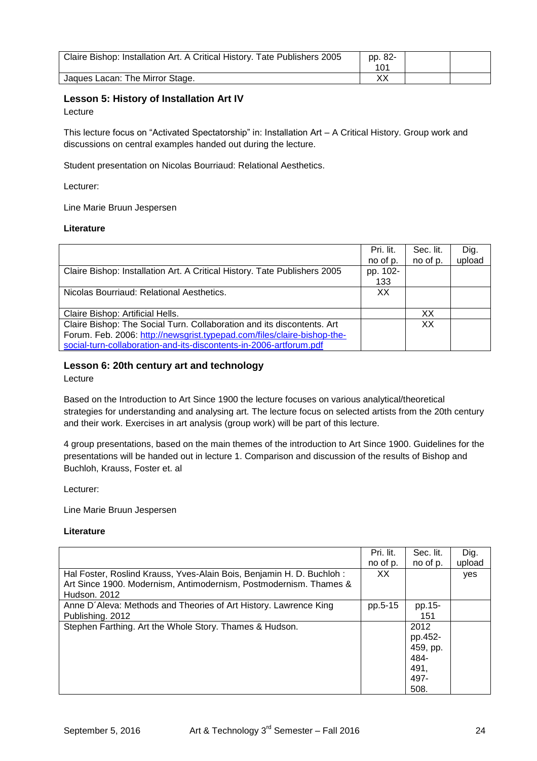| | | | |
|---|---|---|---|
| Claire Bishop: Installation Art. A Critical History. Tate Publishers 2005 | pp. 82-101 | | |
| Jaques Lacan: The Mirror Stage. | XX | | |

## Lesson 5: History of Installation Art IV

Lecture

This lecture focus on "Activated Spectatorship" in: Installation Art – A Critical History. Group work and discussions on central examples handed out during the lecture.

Student presentation on Nicolas Bourriaud: Relational Aesthetics.

Lecturer:

Line Marie Bruun Jespersen

**Literature**

| | Pri. lit. no of p. | Sec. lit. no of p. | Dig. upload |
|---|---|---|---|
| Claire Bishop: Installation Art. A Critical History. Tate Publishers 2005 | pp. 102-133 | | |
| Nicolas Bourriaud: Relational Aesthetics. | XX | | |
| Claire Bishop: Artificial Hells. | | XX | |
| Claire Bishop: The Social Turn. Collaboration and its discontents. Art Forum. Feb. 2006: http://newsgrist.typepad.com/files/claire-bishop-the-social-turn-collaboration-and-its-discontents-in-2006-artforum.pdf | | XX | |

## Lesson 6: 20th century art and technology

Lecture

Based on the Introduction to Art Since 1900 the lecture focuses on various analytical/theoretical strategies for understanding and analysing art. The lecture focus on selected artists from the 20th century and their work. Exercises in art analysis (group work) will be part of this lecture.

4 group presentations, based on the main themes of the introduction to Art Since 1900. Guidelines for the presentations will be handed out in lecture 1. Comparison and discussion of the results of Bishop and Buchloh, Krauss, Foster et. al

Lecturer:

Line Marie Bruun Jespersen

**Literature**

| | Pri. lit. no of p. | Sec. lit. no of p. | Dig. upload |
|---|---|---|---|
| Hal Foster, Roslind Krauss, Yves-Alain Bois, Benjamin H. D. Buchloh : Art Since 1900. Modernism, Antimodernism, Postmodernism. Thames & Hudson. 2012 | XX | | yes |
| Anne D´Aleva: Methods and Theories of Art History. Lawrence King Publishing. 2012 | pp.5-15 | pp.15-151 | |
| Stephen Farthing. Art the Whole Story. Thames & Hudson. | | 2012 pp.452-459, pp. 484-491, 497-508. | |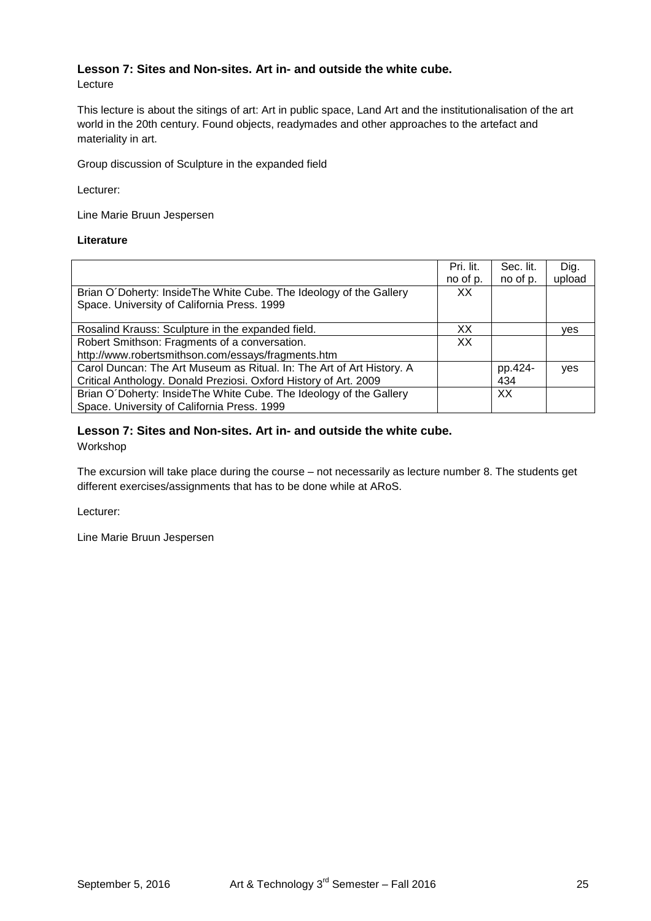### Lesson 7: Sites and Non-sites. Art in- and outside the white cube.

Lecture

This lecture is about the sitings of art: Art in public space, Land Art and the institutionalisation of the art world in the 20th century. Found objects, readymades and other approaches to the artefact and materiality in art.

Group discussion of Sculpture in the expanded field

Lecturer:

Line Marie Bruun Jespersen

**Literature**

| | Pri. lit. no of p. | Sec. lit. no of p. | Dig. upload |
|---|---|---|---|
| Brian O´Doherty: InsideThe White Cube. The Ideology of the Gallery Space. University of California Press. 1999 | XX | | |
| Rosalind Krauss: Sculpture in the expanded field. | XX | | yes |
| Robert Smithson: Fragments of a conversation. http://www.robertsmithson.com/essays/fragments.htm | XX | | |
| Carol Duncan: The Art Museum as Ritual. In: The Art of Art History. A Critical Anthology. Donald Preziosi. Oxford History of Art. 2009 | | pp.424-434 | yes |
| Brian O´Doherty: InsideThe White Cube. The Ideology of the Gallery Space. University of California Press. 1999 | | XX | |

### Lesson 7: Sites and Non-sites. Art in- and outside the white cube.

Workshop

The excursion will take place during the course – not necessarily as lecture number 8. The students get different exercises/assignments that has to be done while at ARoS.

Lecturer:

Line Marie Bruun Jespersen